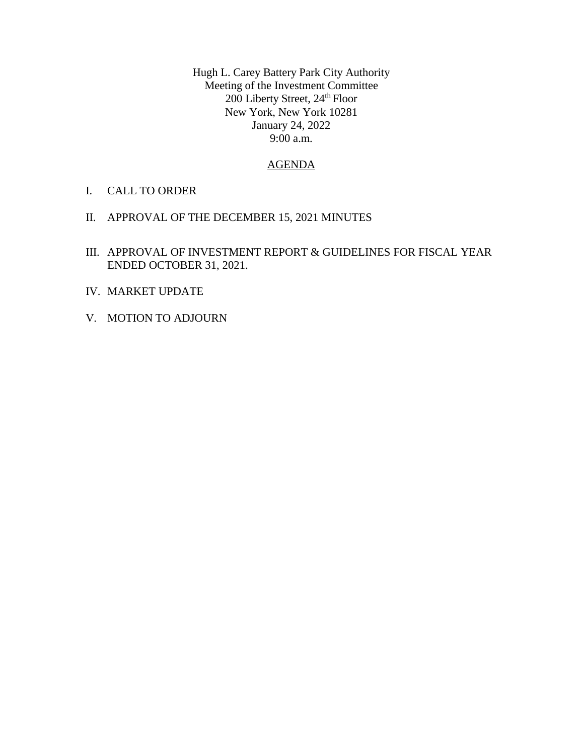Hugh L. Carey Battery Park City Authority
Meeting of the Investment Committee
200 Liberty Street, 24th Floor
New York, New York 10281
January 24, 2022
9:00 a.m.

AGENDA

I. CALL TO ORDER

II. APPROVAL OF THE DECEMBER 15, 2021 MINUTES

III. APPROVAL OF INVESTMENT REPORT & GUIDELINES FOR FISCAL YEAR ENDED OCTOBER 31, 2021.

IV. MARKET UPDATE

V. MOTION TO ADJOURN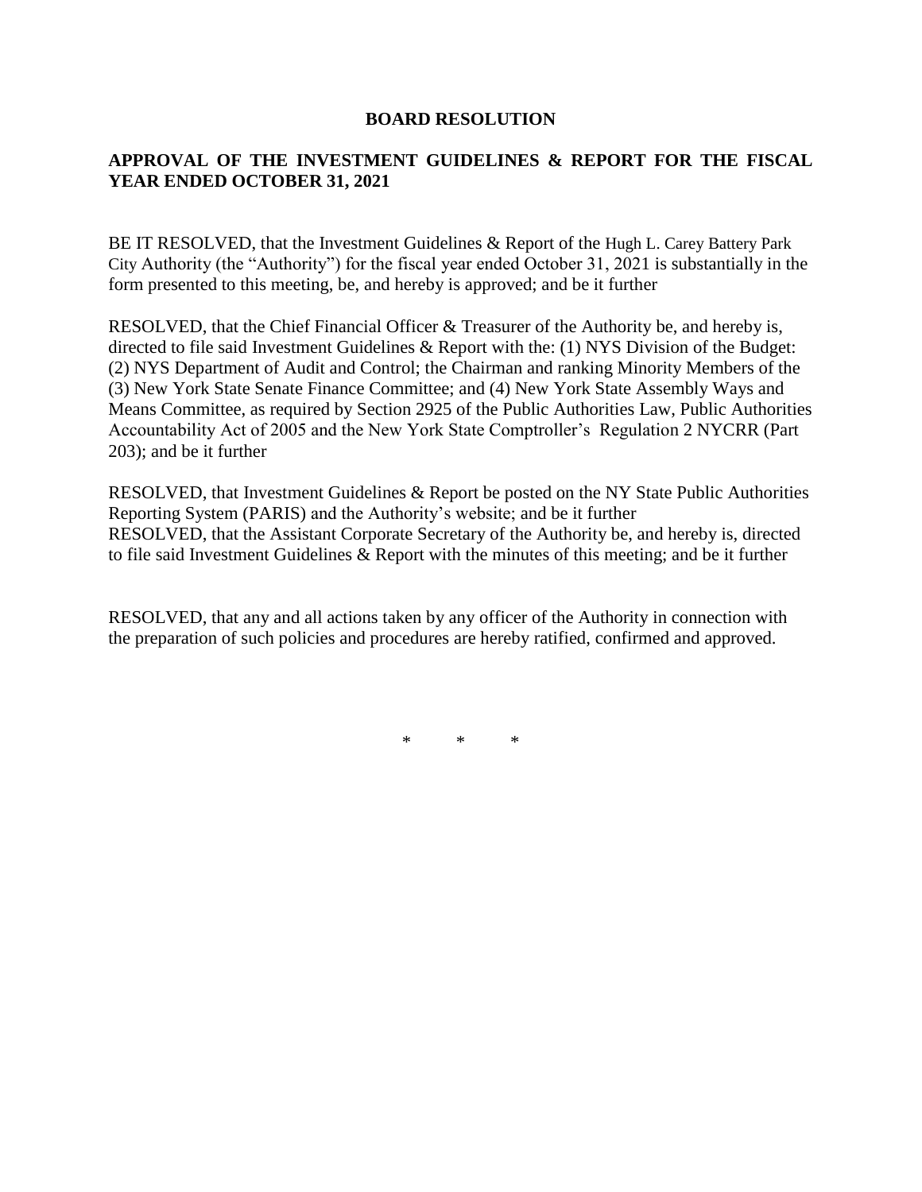# BOARD RESOLUTION

## APPROVAL OF THE INVESTMENT GUIDELINES & REPORT FOR THE FISCAL YEAR ENDED OCTOBER 31, 2021

BE IT RESOLVED, that the Investment Guidelines & Report of the Hugh L. Carey Battery Park City Authority (the "Authority") for the fiscal year ended October 31, 2021 is substantially in the form presented to this meeting, be, and hereby is approved; and be it further

RESOLVED, that the Chief Financial Officer & Treasurer of the Authority be, and hereby is, directed to file said Investment Guidelines & Report with the: (1) NYS Division of the Budget: (2) NYS Department of Audit and Control; the Chairman and ranking Minority Members of the (3) New York State Senate Finance Committee; and (4) New York State Assembly Ways and Means Committee, as required by Section 2925 of the Public Authorities Law, Public Authorities Accountability Act of 2005 and the New York State Comptroller's Regulation 2 NYCRR (Part 203); and be it further

RESOLVED, that Investment Guidelines & Report be posted on the NY State Public Authorities Reporting System (PARIS) and the Authority's website; and be it further

RESOLVED, that the Assistant Corporate Secretary of the Authority be, and hereby is, directed to file said Investment Guidelines & Report with the minutes of this meeting; and be it further

RESOLVED, that any and all actions taken by any officer of the Authority in connection with the preparation of such policies and procedures are hereby ratified, confirmed and approved.

\* \* \*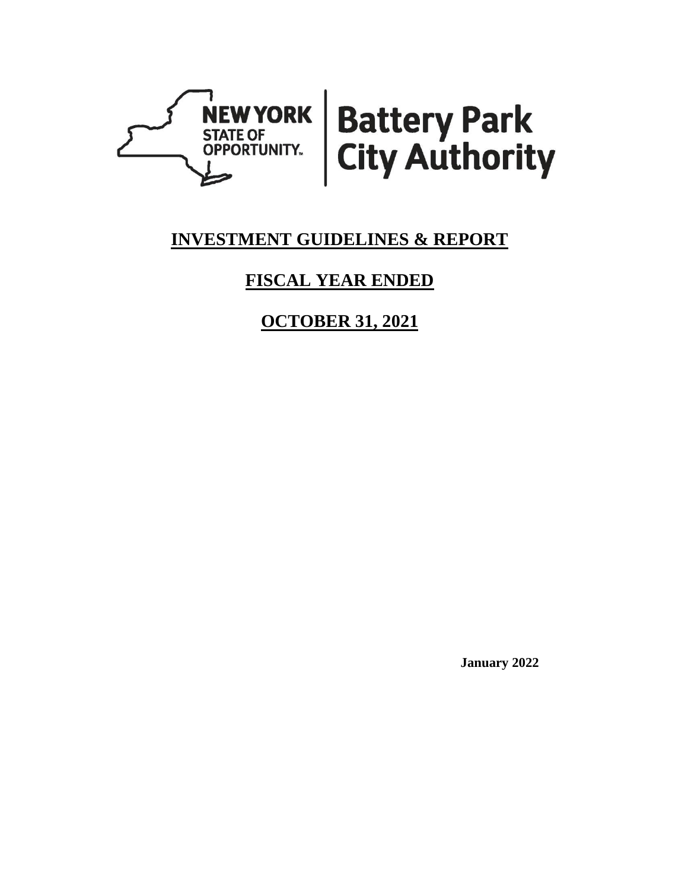NEW YORK STATE OF OPPORTUNITY | Battery Park City Authority

# INVESTMENT GUIDELINES & REPORT

# FISCAL YEAR ENDED

# OCTOBER 31, 2021

**January 2022**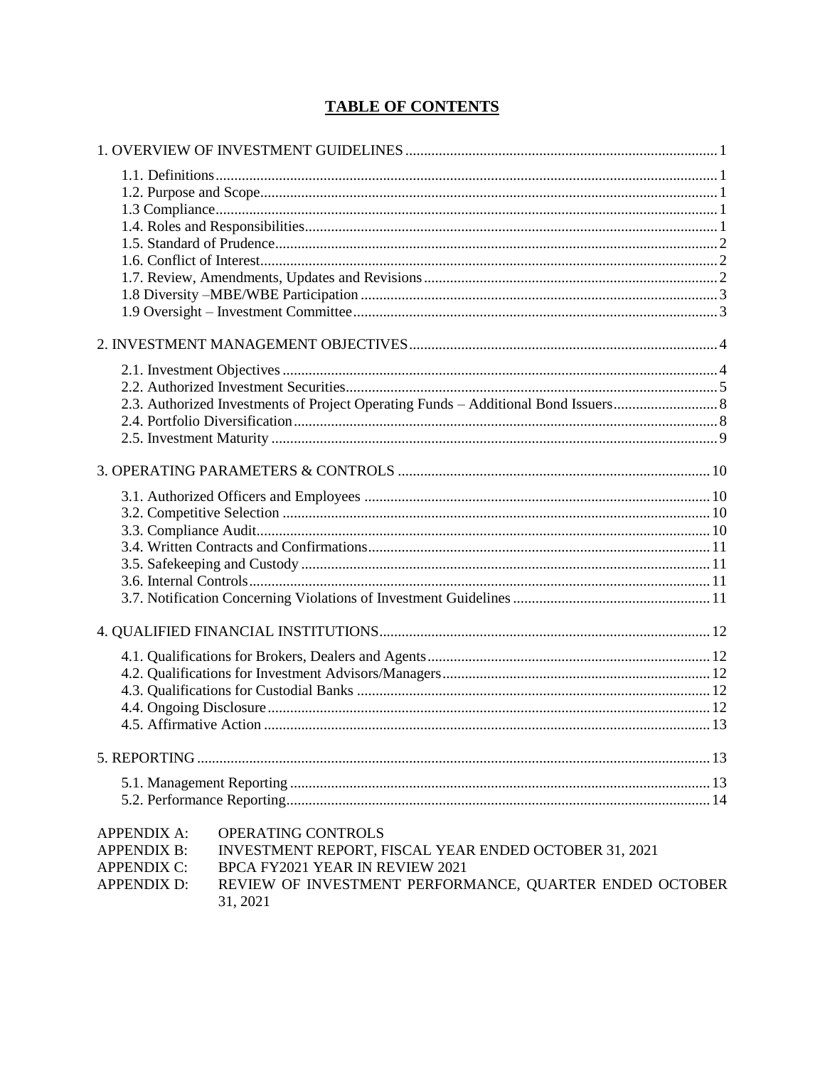# TABLE OF CONTENTS

1. OVERVIEW OF INVESTMENT GUIDELINES .......... 1
    - 1.1. Definitions .......... 1
    - 1.2. Purpose and Scope .......... 1
    - 1.3 Compliance .......... 1
    - 1.4. Roles and Responsibilities .......... 1
    - 1.5. Standard of Prudence .......... 2
    - 1.6. Conflict of Interest .......... 2
    - 1.7. Review, Amendments, Updates and Revisions .......... 2
    - 1.8 Diversity –MBE/WBE Participation .......... 3
    - 1.9 Oversight – Investment Committee .......... 3

2. INVESTMENT MANAGEMENT OBJECTIVES .......... 4
    - 2.1. Investment Objectives .......... 4
    - 2.2. Authorized Investment Securities .......... 5
    - 2.3. Authorized Investments of Project Operating Funds – Additional Bond Issuers .......... 8
    - 2.4. Portfolio Diversification .......... 8
    - 2.5. Investment Maturity .......... 9

3. OPERATING PARAMETERS & CONTROLS .......... 10
    - 3.1. Authorized Officers and Employees .......... 10
    - 3.2. Competitive Selection .......... 10
    - 3.3. Compliance Audit .......... 10
    - 3.4. Written Contracts and Confirmations .......... 11
    - 3.5. Safekeeping and Custody .......... 11
    - 3.6. Internal Controls .......... 11
    - 3.7. Notification Concerning Violations of Investment Guidelines .......... 11

4. QUALIFIED FINANCIAL INSTITUTIONS .......... 12
    - 4.1. Qualifications for Brokers, Dealers and Agents .......... 12
    - 4.2. Qualifications for Investment Advisors/Managers .......... 12
    - 4.3. Qualifications for Custodial Banks .......... 12
    - 4.4. Ongoing Disclosure .......... 12
    - 4.5. Affirmative Action .......... 13

5. REPORTING .......... 13
    - 5.1. Management Reporting .......... 13
    - 5.2. Performance Reporting .......... 14

| | |
|---|---|
| APPENDIX A: | OPERATING CONTROLS |
| APPENDIX B: | INVESTMENT REPORT, FISCAL YEAR ENDED OCTOBER 31, 2021 |
| APPENDIX C: | BPCA FY2021 YEAR IN REVIEW 2021 |
| APPENDIX D: | REVIEW OF INVESTMENT PERFORMANCE, QUARTER ENDED OCTOBER 31, 2021 |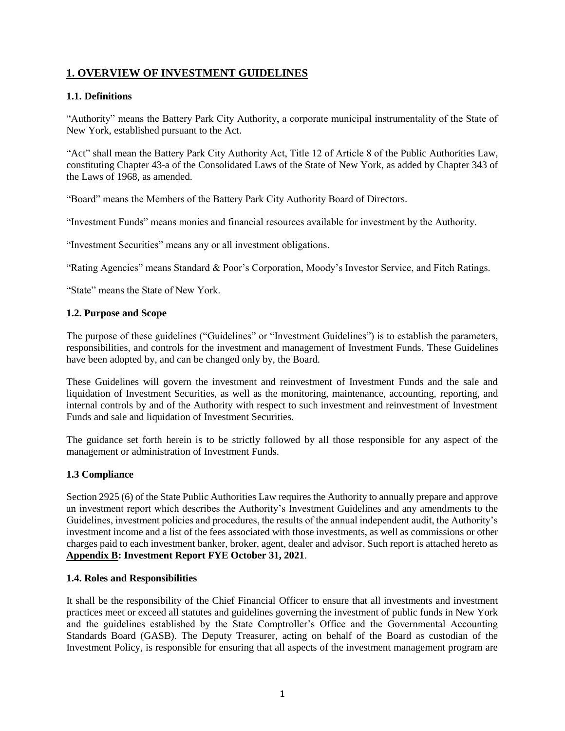## 1. OVERVIEW OF INVESTMENT GUIDELINES

### 1.1. Definitions

"Authority" means the Battery Park City Authority, a corporate municipal instrumentality of the State of New York, established pursuant to the Act.

"Act" shall mean the Battery Park City Authority Act, Title 12 of Article 8 of the Public Authorities Law, constituting Chapter 43-a of the Consolidated Laws of the State of New York, as added by Chapter 343 of the Laws of 1968, as amended.

"Board" means the Members of the Battery Park City Authority Board of Directors.

"Investment Funds" means monies and financial resources available for investment by the Authority.

"Investment Securities" means any or all investment obligations.

"Rating Agencies" means Standard & Poor's Corporation, Moody's Investor Service, and Fitch Ratings.

"State" means the State of New York.

### 1.2. Purpose and Scope

The purpose of these guidelines ("Guidelines" or "Investment Guidelines") is to establish the parameters, responsibilities, and controls for the investment and management of Investment Funds. These Guidelines have been adopted by, and can be changed only by, the Board.

These Guidelines will govern the investment and reinvestment of Investment Funds and the sale and liquidation of Investment Securities, as well as the monitoring, maintenance, accounting, reporting, and internal controls by and of the Authority with respect to such investment and reinvestment of Investment Funds and sale and liquidation of Investment Securities.

The guidance set forth herein is to be strictly followed by all those responsible for any aspect of the management or administration of Investment Funds.

### 1.3 Compliance

Section 2925 (6) of the State Public Authorities Law requires the Authority to annually prepare and approve an investment report which describes the Authority's Investment Guidelines and any amendments to the Guidelines, investment policies and procedures, the results of the annual independent audit, the Authority's investment income and a list of the fees associated with those investments, as well as commissions or other charges paid to each investment banker, broker, agent, dealer and advisor. Such report is attached hereto as **Appendix B: Investment Report FYE October 31, 2021**.

### 1.4. Roles and Responsibilities

It shall be the responsibility of the Chief Financial Officer to ensure that all investments and investment practices meet or exceed all statutes and guidelines governing the investment of public funds in New York and the guidelines established by the State Comptroller's Office and the Governmental Accounting Standards Board (GASB). The Deputy Treasurer, acting on behalf of the Board as custodian of the Investment Policy, is responsible for ensuring that all aspects of the investment management program are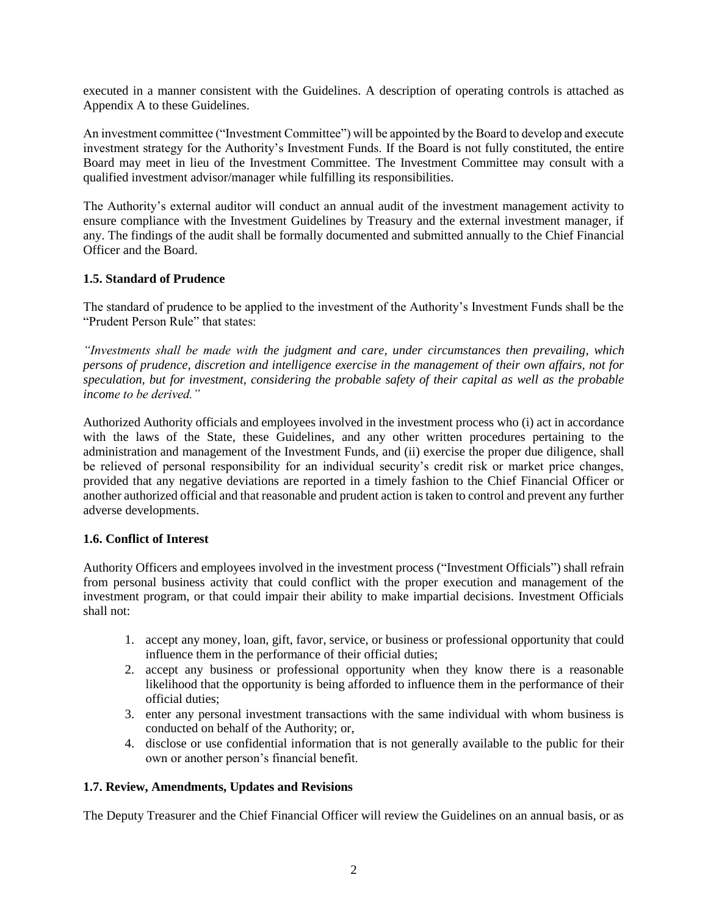executed in a manner consistent with the Guidelines. A description of operating controls is attached as Appendix A to these Guidelines.

An investment committee ("Investment Committee") will be appointed by the Board to develop and execute investment strategy for the Authority's Investment Funds. If the Board is not fully constituted, the entire Board may meet in lieu of the Investment Committee. The Investment Committee may consult with a qualified investment advisor/manager while fulfilling its responsibilities.

The Authority's external auditor will conduct an annual audit of the investment management activity to ensure compliance with the Investment Guidelines by Treasury and the external investment manager, if any. The findings of the audit shall be formally documented and submitted annually to the Chief Financial Officer and the Board.

### 1.5. Standard of Prudence

The standard of prudence to be applied to the investment of the Authority's Investment Funds shall be the "Prudent Person Rule" that states:

*"Investments shall be made with the judgment and care, under circumstances then prevailing, which persons of prudence, discretion and intelligence exercise in the management of their own affairs, not for speculation, but for investment, considering the probable safety of their capital as well as the probable income to be derived."*

Authorized Authority officials and employees involved in the investment process who (i) act in accordance with the laws of the State, these Guidelines, and any other written procedures pertaining to the administration and management of the Investment Funds, and (ii) exercise the proper due diligence, shall be relieved of personal responsibility for an individual security's credit risk or market price changes, provided that any negative deviations are reported in a timely fashion to the Chief Financial Officer or another authorized official and that reasonable and prudent action is taken to control and prevent any further adverse developments.

### 1.6. Conflict of Interest

Authority Officers and employees involved in the investment process ("Investment Officials") shall refrain from personal business activity that could conflict with the proper execution and management of the investment program, or that could impair their ability to make impartial decisions. Investment Officials shall not:

1. accept any money, loan, gift, favor, service, or business or professional opportunity that could influence them in the performance of their official duties;
2. accept any business or professional opportunity when they know there is a reasonable likelihood that the opportunity is being afforded to influence them in the performance of their official duties;
3. enter any personal investment transactions with the same individual with whom business is conducted on behalf of the Authority; or,
4. disclose or use confidential information that is not generally available to the public for their own or another person's financial benefit.

### 1.7. Review, Amendments, Updates and Revisions

The Deputy Treasurer and the Chief Financial Officer will review the Guidelines on an annual basis, or as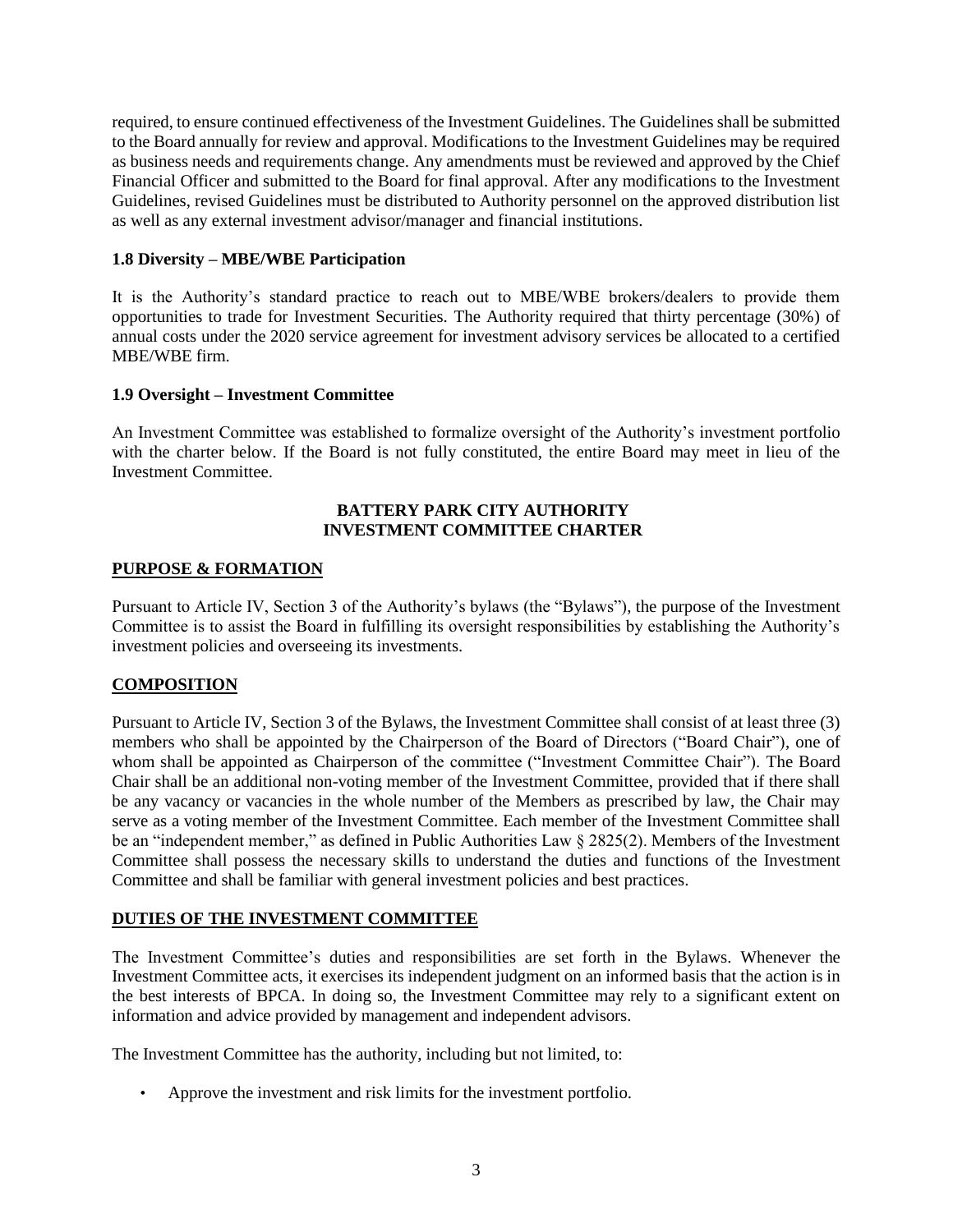required, to ensure continued effectiveness of the Investment Guidelines. The Guidelines shall be submitted to the Board annually for review and approval. Modifications to the Investment Guidelines may be required as business needs and requirements change. Any amendments must be reviewed and approved by the Chief Financial Officer and submitted to the Board for final approval. After any modifications to the Investment Guidelines, revised Guidelines must be distributed to Authority personnel on the approved distribution list as well as any external investment advisor/manager and financial institutions.

### 1.8 Diversity – MBE/WBE Participation

It is the Authority's standard practice to reach out to MBE/WBE brokers/dealers to provide them opportunities to trade for Investment Securities. The Authority required that thirty percentage (30%) of annual costs under the 2020 service agreement for investment advisory services be allocated to a certified MBE/WBE firm.

### 1.9 Oversight – Investment Committee

An Investment Committee was established to formalize oversight of the Authority's investment portfolio with the charter below. If the Board is not fully constituted, the entire Board may meet in lieu of the Investment Committee.

**BATTERY PARK CITY AUTHORITY**
**INVESTMENT COMMITTEE CHARTER**

**PURPOSE & FORMATION**

Pursuant to Article IV, Section 3 of the Authority's bylaws (the "Bylaws"), the purpose of the Investment Committee is to assist the Board in fulfilling its oversight responsibilities by establishing the Authority's investment policies and overseeing its investments.

**COMPOSITION**

Pursuant to Article IV, Section 3 of the Bylaws, the Investment Committee shall consist of at least three (3) members who shall be appointed by the Chairperson of the Board of Directors ("Board Chair"), one of whom shall be appointed as Chairperson of the committee ("Investment Committee Chair"). The Board Chair shall be an additional non-voting member of the Investment Committee, provided that if there shall be any vacancy or vacancies in the whole number of the Members as prescribed by law, the Chair may serve as a voting member of the Investment Committee. Each member of the Investment Committee shall be an "independent member," as defined in Public Authorities Law § 2825(2). Members of the Investment Committee shall possess the necessary skills to understand the duties and functions of the Investment Committee and shall be familiar with general investment policies and best practices.

**DUTIES OF THE INVESTMENT COMMITTEE**

The Investment Committee's duties and responsibilities are set forth in the Bylaws. Whenever the Investment Committee acts, it exercises its independent judgment on an informed basis that the action is in the best interests of BPCA. In doing so, the Investment Committee may rely to a significant extent on information and advice provided by management and independent advisors.

The Investment Committee has the authority, including but not limited, to:

- Approve the investment and risk limits for the investment portfolio.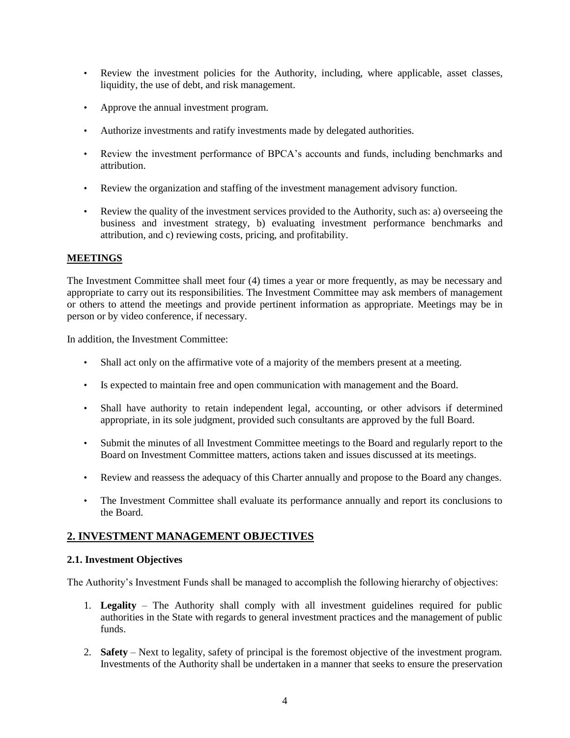- Review the investment policies for the Authority, including, where applicable, asset classes, liquidity, the use of debt, and risk management.
- Approve the annual investment program.
- Authorize investments and ratify investments made by delegated authorities.
- Review the investment performance of BPCA's accounts and funds, including benchmarks and attribution.
- Review the organization and staffing of the investment management advisory function.
- Review the quality of the investment services provided to the Authority, such as: a) overseeing the business and investment strategy, b) evaluating investment performance benchmarks and attribution, and c) reviewing costs, pricing, and profitability.

**MEETINGS**

The Investment Committee shall meet four (4) times a year or more frequently, as may be necessary and appropriate to carry out its responsibilities. The Investment Committee may ask members of management or others to attend the meetings and provide pertinent information as appropriate. Meetings may be in person or by video conference, if necessary.

In addition, the Investment Committee:

- Shall act only on the affirmative vote of a majority of the members present at a meeting.
- Is expected to maintain free and open communication with management and the Board.
- Shall have authority to retain independent legal, accounting, or other advisors if determined appropriate, in its sole judgment, provided such consultants are approved by the full Board.
- Submit the minutes of all Investment Committee meetings to the Board and regularly report to the Board on Investment Committee matters, actions taken and issues discussed at its meetings.
- Review and reassess the adequacy of this Charter annually and propose to the Board any changes.
- The Investment Committee shall evaluate its performance annually and report its conclusions to the Board.

## 2. INVESTMENT MANAGEMENT OBJECTIVES

### 2.1. Investment Objectives

The Authority's Investment Funds shall be managed to accomplish the following hierarchy of objectives:

1. **Legality** – The Authority shall comply with all investment guidelines required for public authorities in the State with regards to general investment practices and the management of public funds.
2. **Safety** – Next to legality, safety of principal is the foremost objective of the investment program. Investments of the Authority shall be undertaken in a manner that seeks to ensure the preservation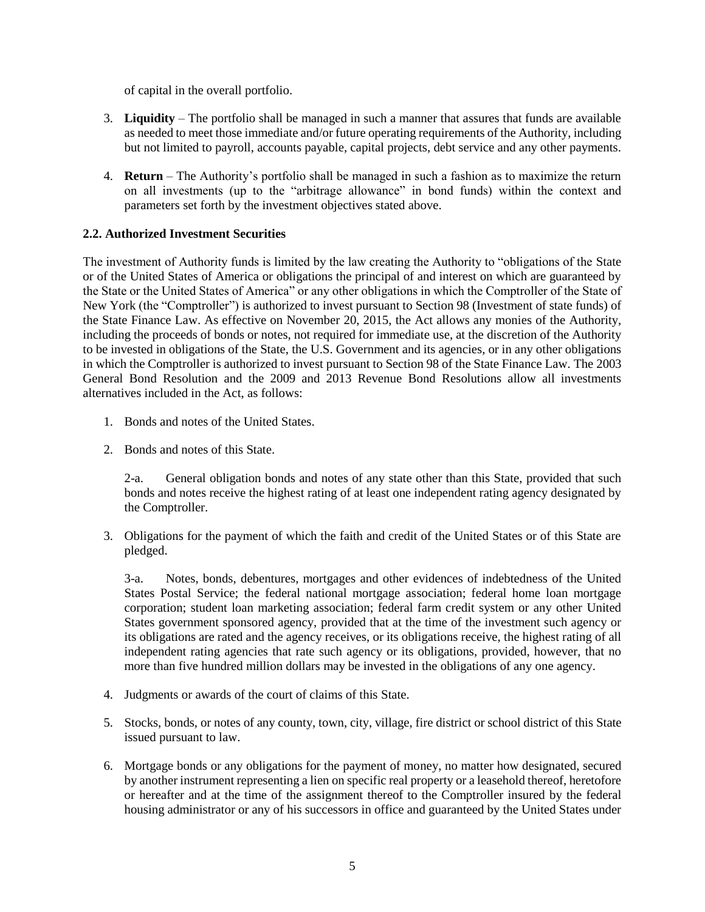of capital in the overall portfolio.

3. **Liquidity** – The portfolio shall be managed in such a manner that assures that funds are available as needed to meet those immediate and/or future operating requirements of the Authority, including but not limited to payroll, accounts payable, capital projects, debt service and any other payments.

4. **Return** – The Authority's portfolio shall be managed in such a fashion as to maximize the return on all investments (up to the "arbitrage allowance" in bond funds) within the context and parameters set forth by the investment objectives stated above.

### 2.2. Authorized Investment Securities

The investment of Authority funds is limited by the law creating the Authority to "obligations of the State or of the United States of America or obligations the principal of and interest on which are guaranteed by the State or the United States of America" or any other obligations in which the Comptroller of the State of New York (the "Comptroller") is authorized to invest pursuant to Section 98 (Investment of state funds) of the State Finance Law. As effective on November 20, 2015, the Act allows any monies of the Authority, including the proceeds of bonds or notes, not required for immediate use, at the discretion of the Authority to be invested in obligations of the State, the U.S. Government and its agencies, or in any other obligations in which the Comptroller is authorized to invest pursuant to Section 98 of the State Finance Law. The 2003 General Bond Resolution and the 2009 and 2013 Revenue Bond Resolutions allow all investments alternatives included in the Act, as follows:

1. Bonds and notes of the United States.

2. Bonds and notes of this State.

   2-a. General obligation bonds and notes of any state other than this State, provided that such bonds and notes receive the highest rating of at least one independent rating agency designated by the Comptroller.

3. Obligations for the payment of which the faith and credit of the United States or of this State are pledged.

   3-a. Notes, bonds, debentures, mortgages and other evidences of indebtedness of the United States Postal Service; the federal national mortgage association; federal home loan mortgage corporation; student loan marketing association; federal farm credit system or any other United States government sponsored agency, provided that at the time of the investment such agency or its obligations are rated and the agency receives, or its obligations receive, the highest rating of all independent rating agencies that rate such agency or its obligations, provided, however, that no more than five hundred million dollars may be invested in the obligations of any one agency.

4. Judgments or awards of the court of claims of this State.

5. Stocks, bonds, or notes of any county, town, city, village, fire district or school district of this State issued pursuant to law.

6. Mortgage bonds or any obligations for the payment of money, no matter how designated, secured by another instrument representing a lien on specific real property or a leasehold thereof, heretofore or hereafter and at the time of the assignment thereof to the Comptroller insured by the federal housing administrator or any of his successors in office and guaranteed by the United States under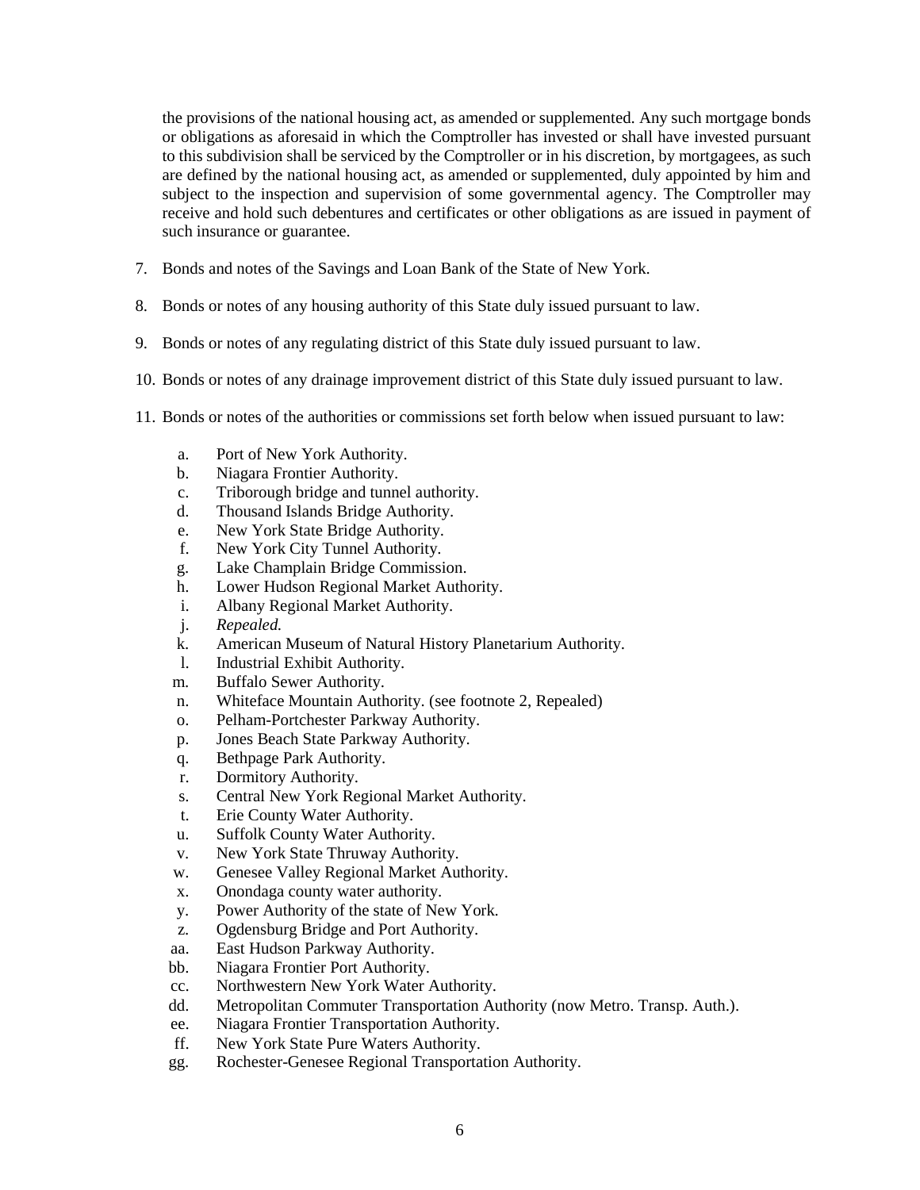the provisions of the national housing act, as amended or supplemented. Any such mortgage bonds or obligations as aforesaid in which the Comptroller has invested or shall have invested pursuant to this subdivision shall be serviced by the Comptroller or in his discretion, by mortgagees, as such are defined by the national housing act, as amended or supplemented, duly appointed by him and subject to the inspection and supervision of some governmental agency. The Comptroller may receive and hold such debentures and certificates or other obligations as are issued in payment of such insurance or guarantee.

7. Bonds and notes of the Savings and Loan Bank of the State of New York.

8. Bonds or notes of any housing authority of this State duly issued pursuant to law.

9. Bonds or notes of any regulating district of this State duly issued pursuant to law.

10. Bonds or notes of any drainage improvement district of this State duly issued pursuant to law.

11. Bonds or notes of the authorities or commissions set forth below when issued pursuant to law:

    a. Port of New York Authority.
    b. Niagara Frontier Authority.
    c. Triborough bridge and tunnel authority.
    d. Thousand Islands Bridge Authority.
    e. New York State Bridge Authority.
    f. New York City Tunnel Authority.
    g. Lake Champlain Bridge Commission.
    h. Lower Hudson Regional Market Authority.
    i. Albany Regional Market Authority.
    j. *Repealed.*
    k. American Museum of Natural History Planetarium Authority.
    l. Industrial Exhibit Authority.
    m. Buffalo Sewer Authority.
    n. Whiteface Mountain Authority. (see footnote 2, Repealed)
    o. Pelham-Portchester Parkway Authority.
    p. Jones Beach State Parkway Authority.
    q. Bethpage Park Authority.
    r. Dormitory Authority.
    s. Central New York Regional Market Authority.
    t. Erie County Water Authority.
    u. Suffolk County Water Authority.
    v. New York State Thruway Authority.
    w. Genesee Valley Regional Market Authority.
    x. Onondaga county water authority.
    y. Power Authority of the state of New York.
    z. Ogdensburg Bridge and Port Authority.
    aa. East Hudson Parkway Authority.
    bb. Niagara Frontier Port Authority.
    cc. Northwestern New York Water Authority.
    dd. Metropolitan Commuter Transportation Authority (now Metro. Transp. Auth.).
    ee. Niagara Frontier Transportation Authority.
    ff. New York State Pure Waters Authority.
    gg. Rochester-Genesee Regional Transportation Authority.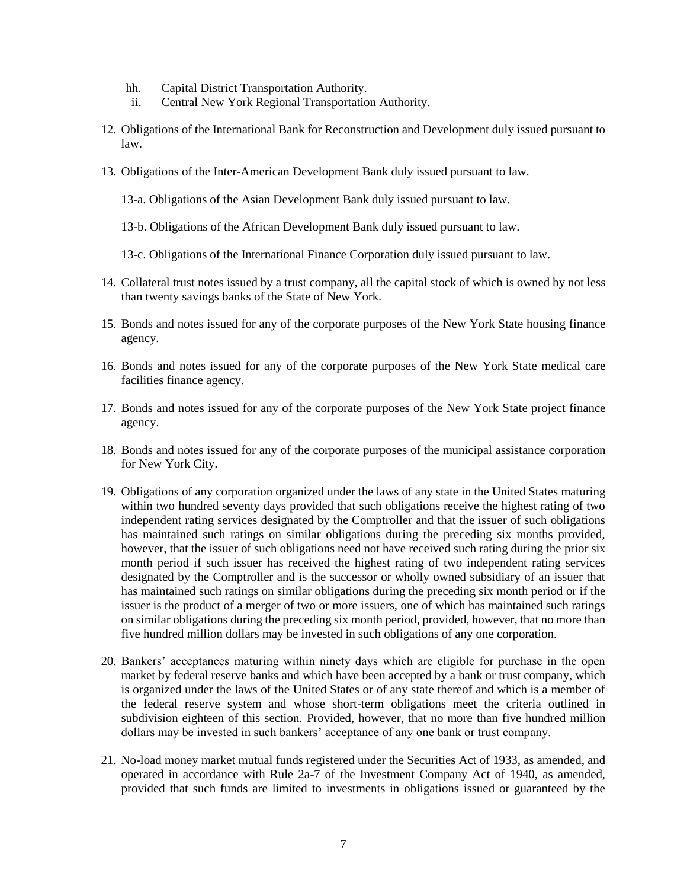hh. Capital District Transportation Authority.

ii. Central New York Regional Transportation Authority.

12. Obligations of the International Bank for Reconstruction and Development duly issued pursuant to law.

13. Obligations of the Inter-American Development Bank duly issued pursuant to law.

    13-a. Obligations of the Asian Development Bank duly issued pursuant to law.

    13-b. Obligations of the African Development Bank duly issued pursuant to law.

    13-c. Obligations of the International Finance Corporation duly issued pursuant to law.

14. Collateral trust notes issued by a trust company, all the capital stock of which is owned by not less than twenty savings banks of the State of New York.

15. Bonds and notes issued for any of the corporate purposes of the New York State housing finance agency.

16. Bonds and notes issued for any of the corporate purposes of the New York State medical care facilities finance agency.

17. Bonds and notes issued for any of the corporate purposes of the New York State project finance agency.

18. Bonds and notes issued for any of the corporate purposes of the municipal assistance corporation for New York City.

19. Obligations of any corporation organized under the laws of any state in the United States maturing within two hundred seventy days provided that such obligations receive the highest rating of two independent rating services designated by the Comptroller and that the issuer of such obligations has maintained such ratings on similar obligations during the preceding six months provided, however, that the issuer of such obligations need not have received such rating during the prior six month period if such issuer has received the highest rating of two independent rating services designated by the Comptroller and is the successor or wholly owned subsidiary of an issuer that has maintained such ratings on similar obligations during the preceding six month period or if the issuer is the product of a merger of two or more issuers, one of which has maintained such ratings on similar obligations during the preceding six month period, provided, however, that no more than five hundred million dollars may be invested in such obligations of any one corporation.

20. Bankers' acceptances maturing within ninety days which are eligible for purchase in the open market by federal reserve banks and which have been accepted by a bank or trust company, which is organized under the laws of the United States or of any state thereof and which is a member of the federal reserve system and whose short-term obligations meet the criteria outlined in subdivision eighteen of this section. Provided, however, that no more than five hundred million dollars may be invested in such bankers' acceptance of any one bank or trust company.

21. No-load money market mutual funds registered under the Securities Act of 1933, as amended, and operated in accordance with Rule 2a-7 of the Investment Company Act of 1940, as amended, provided that such funds are limited to investments in obligations issued or guaranteed by the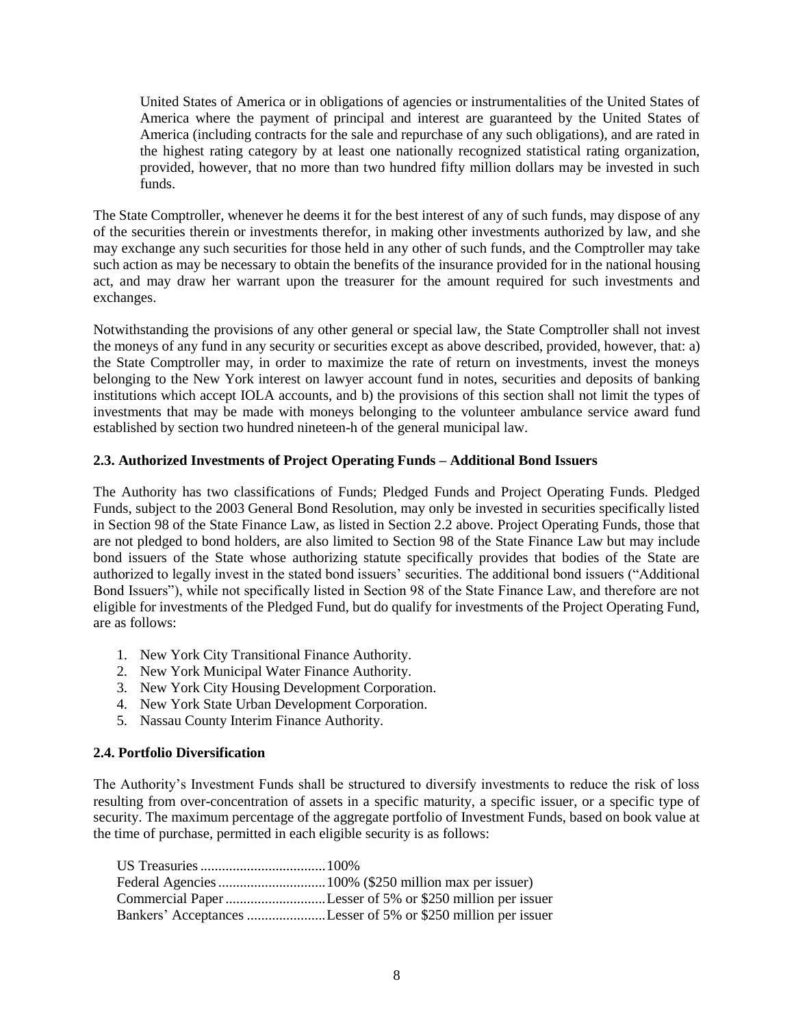United States of America or in obligations of agencies or instrumentalities of the United States of America where the payment of principal and interest are guaranteed by the United States of America (including contracts for the sale and repurchase of any such obligations), and are rated in the highest rating category by at least one nationally recognized statistical rating organization, provided, however, that no more than two hundred fifty million dollars may be invested in such funds.

The State Comptroller, whenever he deems it for the best interest of any of such funds, may dispose of any of the securities therein or investments therefor, in making other investments authorized by law, and she may exchange any such securities for those held in any other of such funds, and the Comptroller may take such action as may be necessary to obtain the benefits of the insurance provided for in the national housing act, and may draw her warrant upon the treasurer for the amount required for such investments and exchanges.

Notwithstanding the provisions of any other general or special law, the State Comptroller shall not invest the moneys of any fund in any security or securities except as above described, provided, however, that: a) the State Comptroller may, in order to maximize the rate of return on investments, invest the moneys belonging to the New York interest on lawyer account fund in notes, securities and deposits of banking institutions which accept IOLA accounts, and b) the provisions of this section shall not limit the types of investments that may be made with moneys belonging to the volunteer ambulance service award fund established by section two hundred nineteen-h of the general municipal law.

### 2.3. Authorized Investments of Project Operating Funds – Additional Bond Issuers

The Authority has two classifications of Funds; Pledged Funds and Project Operating Funds. Pledged Funds, subject to the 2003 General Bond Resolution, may only be invested in securities specifically listed in Section 98 of the State Finance Law, as listed in Section 2.2 above. Project Operating Funds, those that are not pledged to bond holders, are also limited to Section 98 of the State Finance Law but may include bond issuers of the State whose authorizing statute specifically provides that bodies of the State are authorized to legally invest in the stated bond issuers' securities. The additional bond issuers ("Additional Bond Issuers"), while not specifically listed in Section 98 of the State Finance Law, and therefore are not eligible for investments of the Pledged Fund, but do qualify for investments of the Project Operating Fund, are as follows:

1. New York City Transitional Finance Authority.
2. New York Municipal Water Finance Authority.
3. New York City Housing Development Corporation.
4. New York State Urban Development Corporation.
5. Nassau County Interim Finance Authority.

### 2.4. Portfolio Diversification

The Authority's Investment Funds shall be structured to diversify investments to reduce the risk of loss resulting from over-concentration of assets in a specific maturity, a specific issuer, or a specific type of security. The maximum percentage of the aggregate portfolio of Investment Funds, based on book value at the time of purchase, permitted in each eligible security is as follows:

US Treasuries .................................. 100%
Federal Agencies ............................. 100% ($250 million max per issuer)
Commercial Paper ........................... Lesser of 5% or $250 million per issuer
Bankers' Acceptances ...................... Lesser of 5% or $250 million per issuer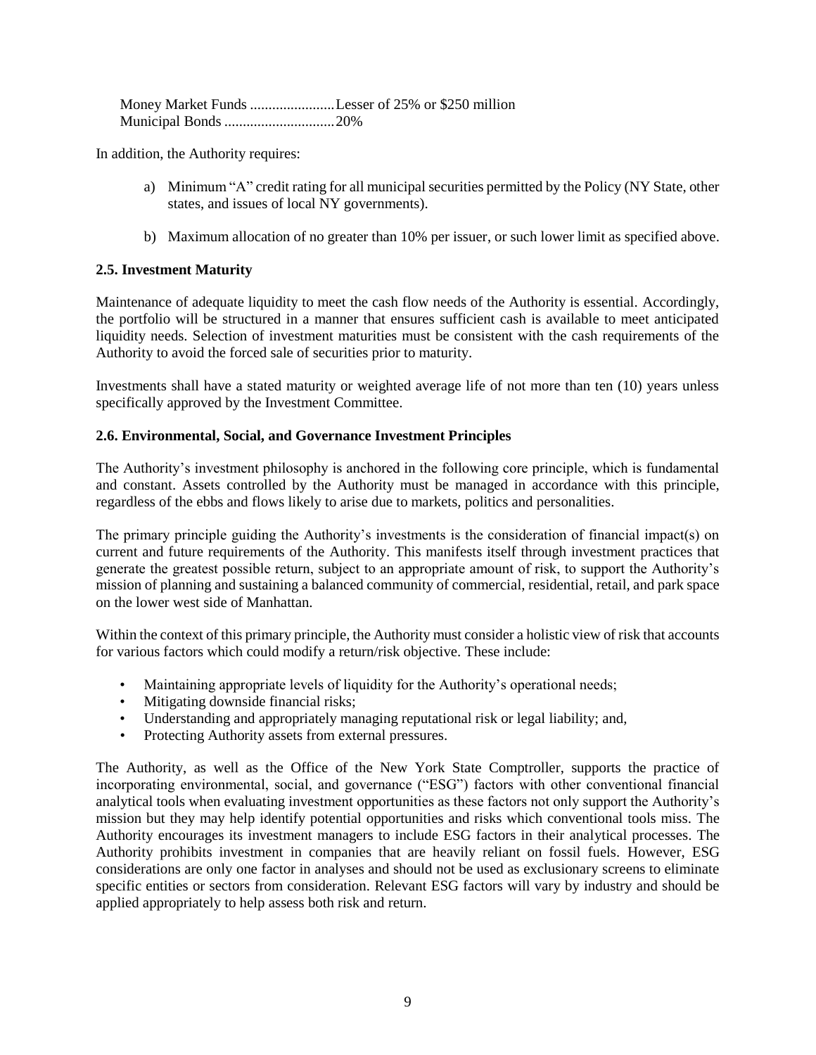Money Market Funds .......................Lesser of 25% or $250 million
Municipal Bonds ..............................20%

In addition, the Authority requires:

a) Minimum "A" credit rating for all municipal securities permitted by the Policy (NY State, other states, and issues of local NY governments).

b) Maximum allocation of no greater than 10% per issuer, or such lower limit as specified above.

**2.5. Investment Maturity**

Maintenance of adequate liquidity to meet the cash flow needs of the Authority is essential. Accordingly, the portfolio will be structured in a manner that ensures sufficient cash is available to meet anticipated liquidity needs. Selection of investment maturities must be consistent with the cash requirements of the Authority to avoid the forced sale of securities prior to maturity.

Investments shall have a stated maturity or weighted average life of not more than ten (10) years unless specifically approved by the Investment Committee.

**2.6. Environmental, Social, and Governance Investment Principles**

The Authority's investment philosophy is anchored in the following core principle, which is fundamental and constant. Assets controlled by the Authority must be managed in accordance with this principle, regardless of the ebbs and flows likely to arise due to markets, politics and personalities.

The primary principle guiding the Authority's investments is the consideration of financial impact(s) on current and future requirements of the Authority. This manifests itself through investment practices that generate the greatest possible return, subject to an appropriate amount of risk, to support the Authority's mission of planning and sustaining a balanced community of commercial, residential, retail, and park space on the lower west side of Manhattan.

Within the context of this primary principle, the Authority must consider a holistic view of risk that accounts for various factors which could modify a return/risk objective. These include:

- Maintaining appropriate levels of liquidity for the Authority's operational needs;
- Mitigating downside financial risks;
- Understanding and appropriately managing reputational risk or legal liability; and,
- Protecting Authority assets from external pressures.

The Authority, as well as the Office of the New York State Comptroller, supports the practice of incorporating environmental, social, and governance ("ESG") factors with other conventional financial analytical tools when evaluating investment opportunities as these factors not only support the Authority's mission but they may help identify potential opportunities and risks which conventional tools miss. The Authority encourages its investment managers to include ESG factors in their analytical processes. The Authority prohibits investment in companies that are heavily reliant on fossil fuels. However, ESG considerations are only one factor in analyses and should not be used as exclusionary screens to eliminate specific entities or sectors from consideration. Relevant ESG factors will vary by industry and should be applied appropriately to help assess both risk and return.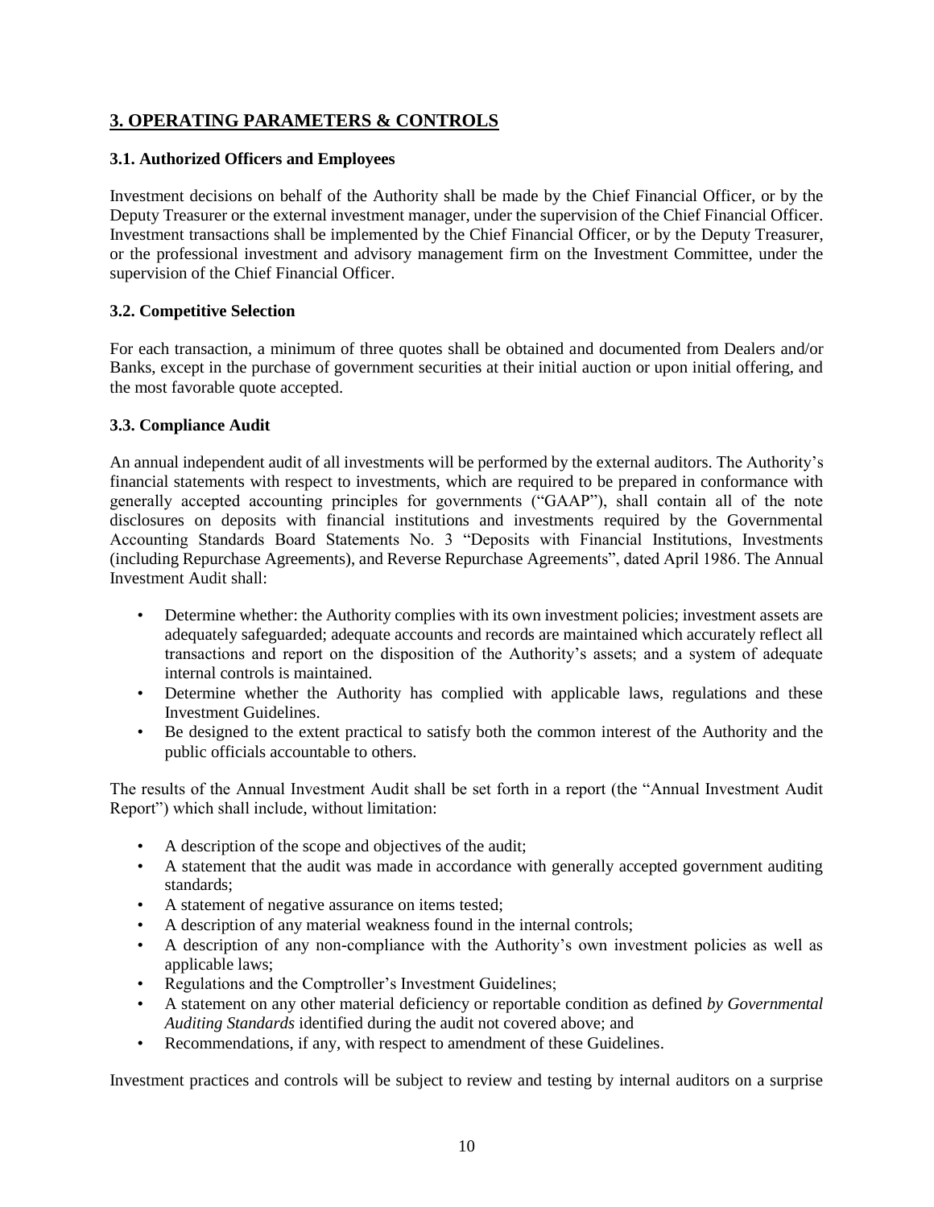## 3. OPERATING PARAMETERS & CONTROLS

### 3.1. Authorized Officers and Employees

Investment decisions on behalf of the Authority shall be made by the Chief Financial Officer, or by the Deputy Treasurer or the external investment manager, under the supervision of the Chief Financial Officer. Investment transactions shall be implemented by the Chief Financial Officer, or by the Deputy Treasurer, or the professional investment and advisory management firm on the Investment Committee, under the supervision of the Chief Financial Officer.

### 3.2. Competitive Selection

For each transaction, a minimum of three quotes shall be obtained and documented from Dealers and/or Banks, except in the purchase of government securities at their initial auction or upon initial offering, and the most favorable quote accepted.

### 3.3. Compliance Audit

An annual independent audit of all investments will be performed by the external auditors. The Authority's financial statements with respect to investments, which are required to be prepared in conformance with generally accepted accounting principles for governments ("GAAP"), shall contain all of the note disclosures on deposits with financial institutions and investments required by the Governmental Accounting Standards Board Statements No. 3 "Deposits with Financial Institutions, Investments (including Repurchase Agreements), and Reverse Repurchase Agreements", dated April 1986. The Annual Investment Audit shall:

- Determine whether: the Authority complies with its own investment policies; investment assets are adequately safeguarded; adequate accounts and records are maintained which accurately reflect all transactions and report on the disposition of the Authority's assets; and a system of adequate internal controls is maintained.
- Determine whether the Authority has complied with applicable laws, regulations and these Investment Guidelines.
- Be designed to the extent practical to satisfy both the common interest of the Authority and the public officials accountable to others.

The results of the Annual Investment Audit shall be set forth in a report (the "Annual Investment Audit Report") which shall include, without limitation:

- A description of the scope and objectives of the audit;
- A statement that the audit was made in accordance with generally accepted government auditing standards;
- A statement of negative assurance on items tested;
- A description of any material weakness found in the internal controls;
- A description of any non-compliance with the Authority's own investment policies as well as applicable laws;
- Regulations and the Comptroller's Investment Guidelines;
- A statement on any other material deficiency or reportable condition as defined *by Governmental Auditing Standards* identified during the audit not covered above; and
- Recommendations, if any, with respect to amendment of these Guidelines.

Investment practices and controls will be subject to review and testing by internal auditors on a surprise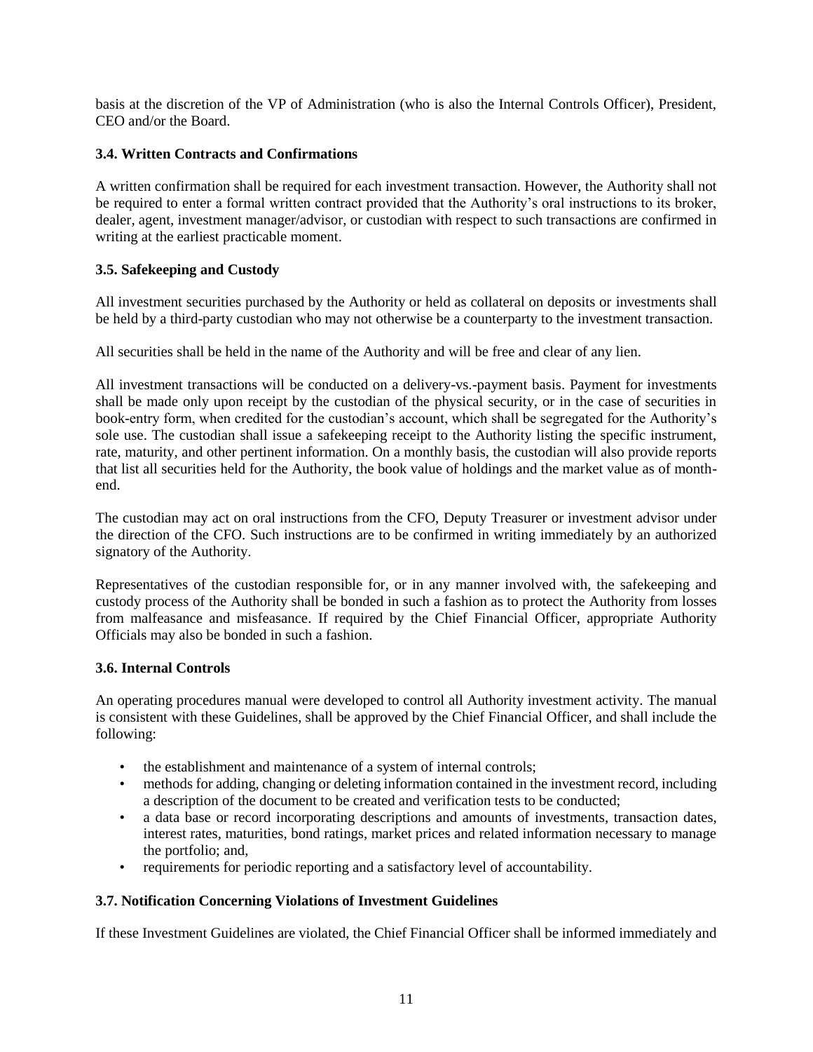basis at the discretion of the VP of Administration (who is also the Internal Controls Officer), President, CEO and/or the Board.

### 3.4. Written Contracts and Confirmations

A written confirmation shall be required for each investment transaction. However, the Authority shall not be required to enter a formal written contract provided that the Authority's oral instructions to its broker, dealer, agent, investment manager/advisor, or custodian with respect to such transactions are confirmed in writing at the earliest practicable moment.

### 3.5. Safekeeping and Custody

All investment securities purchased by the Authority or held as collateral on deposits or investments shall be held by a third-party custodian who may not otherwise be a counterparty to the investment transaction.

All securities shall be held in the name of the Authority and will be free and clear of any lien.

All investment transactions will be conducted on a delivery-vs.-payment basis. Payment for investments shall be made only upon receipt by the custodian of the physical security, or in the case of securities in book-entry form, when credited for the custodian's account, which shall be segregated for the Authority's sole use. The custodian shall issue a safekeeping receipt to the Authority listing the specific instrument, rate, maturity, and other pertinent information. On a monthly basis, the custodian will also provide reports that list all securities held for the Authority, the book value of holdings and the market value as of month-end.

The custodian may act on oral instructions from the CFO, Deputy Treasurer or investment advisor under the direction of the CFO. Such instructions are to be confirmed in writing immediately by an authorized signatory of the Authority.

Representatives of the custodian responsible for, or in any manner involved with, the safekeeping and custody process of the Authority shall be bonded in such a fashion as to protect the Authority from losses from malfeasance and misfeasance. If required by the Chief Financial Officer, appropriate Authority Officials may also be bonded in such a fashion.

### 3.6. Internal Controls

An operating procedures manual were developed to control all Authority investment activity. The manual is consistent with these Guidelines, shall be approved by the Chief Financial Officer, and shall include the following:

- the establishment and maintenance of a system of internal controls;
- methods for adding, changing or deleting information contained in the investment record, including a description of the document to be created and verification tests to be conducted;
- a data base or record incorporating descriptions and amounts of investments, transaction dates, interest rates, maturities, bond ratings, market prices and related information necessary to manage the portfolio; and,
- requirements for periodic reporting and a satisfactory level of accountability.

### 3.7. Notification Concerning Violations of Investment Guidelines

If these Investment Guidelines are violated, the Chief Financial Officer shall be informed immediately and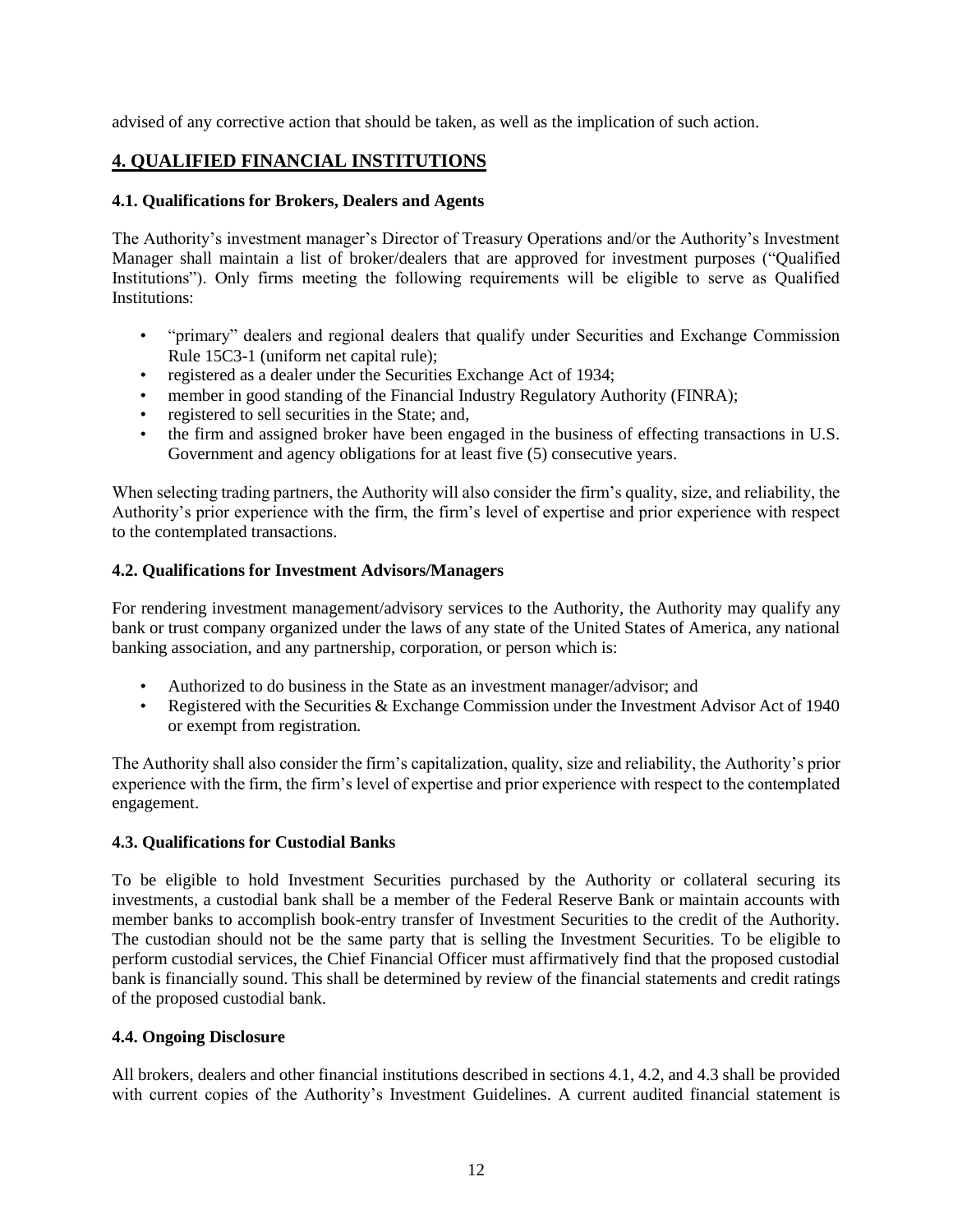advised of any corrective action that should be taken, as well as the implication of such action.

## 4. QUALIFIED FINANCIAL INSTITUTIONS

### 4.1. Qualifications for Brokers, Dealers and Agents

The Authority's investment manager's Director of Treasury Operations and/or the Authority's Investment Manager shall maintain a list of broker/dealers that are approved for investment purposes ("Qualified Institutions"). Only firms meeting the following requirements will be eligible to serve as Qualified Institutions:

- "primary" dealers and regional dealers that qualify under Securities and Exchange Commission Rule 15C3-1 (uniform net capital rule);
- registered as a dealer under the Securities Exchange Act of 1934;
- member in good standing of the Financial Industry Regulatory Authority (FINRA);
- registered to sell securities in the State; and,
- the firm and assigned broker have been engaged in the business of effecting transactions in U.S. Government and agency obligations for at least five (5) consecutive years.

When selecting trading partners, the Authority will also consider the firm's quality, size, and reliability, the Authority's prior experience with the firm, the firm's level of expertise and prior experience with respect to the contemplated transactions.

### 4.2. Qualifications for Investment Advisors/Managers

For rendering investment management/advisory services to the Authority, the Authority may qualify any bank or trust company organized under the laws of any state of the United States of America, any national banking association, and any partnership, corporation, or person which is:

- Authorized to do business in the State as an investment manager/advisor; and
- Registered with the Securities & Exchange Commission under the Investment Advisor Act of 1940 or exempt from registration.

The Authority shall also consider the firm's capitalization, quality, size and reliability, the Authority's prior experience with the firm, the firm's level of expertise and prior experience with respect to the contemplated engagement.

### 4.3. Qualifications for Custodial Banks

To be eligible to hold Investment Securities purchased by the Authority or collateral securing its investments, a custodial bank shall be a member of the Federal Reserve Bank or maintain accounts with member banks to accomplish book-entry transfer of Investment Securities to the credit of the Authority. The custodian should not be the same party that is selling the Investment Securities. To be eligible to perform custodial services, the Chief Financial Officer must affirmatively find that the proposed custodial bank is financially sound. This shall be determined by review of the financial statements and credit ratings of the proposed custodial bank.

### 4.4. Ongoing Disclosure

All brokers, dealers and other financial institutions described in sections 4.1, 4.2, and 4.3 shall be provided with current copies of the Authority's Investment Guidelines. A current audited financial statement is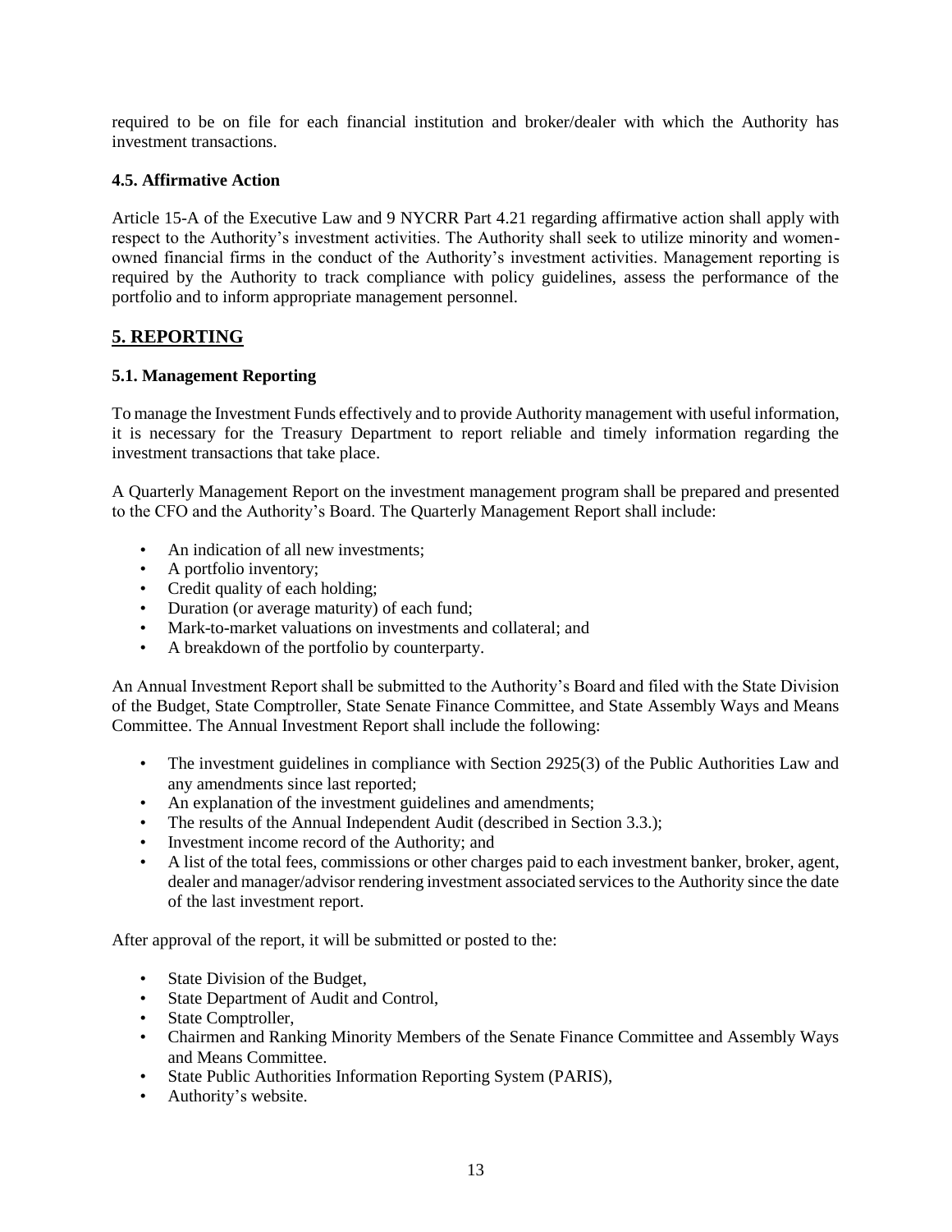required to be on file for each financial institution and broker/dealer with which the Authority has investment transactions.

### 4.5. Affirmative Action

Article 15-A of the Executive Law and 9 NYCRR Part 4.21 regarding affirmative action shall apply with respect to the Authority's investment activities. The Authority shall seek to utilize minority and women-owned financial firms in the conduct of the Authority's investment activities. Management reporting is required by the Authority to track compliance with policy guidelines, assess the performance of the portfolio and to inform appropriate management personnel.

## 5. REPORTING

### 5.1. Management Reporting

To manage the Investment Funds effectively and to provide Authority management with useful information, it is necessary for the Treasury Department to report reliable and timely information regarding the investment transactions that take place.

A Quarterly Management Report on the investment management program shall be prepared and presented to the CFO and the Authority's Board. The Quarterly Management Report shall include:

- An indication of all new investments;
- A portfolio inventory;
- Credit quality of each holding;
- Duration (or average maturity) of each fund;
- Mark-to-market valuations on investments and collateral; and
- A breakdown of the portfolio by counterparty.

An Annual Investment Report shall be submitted to the Authority's Board and filed with the State Division of the Budget, State Comptroller, State Senate Finance Committee, and State Assembly Ways and Means Committee. The Annual Investment Report shall include the following:

- The investment guidelines in compliance with Section 2925(3) of the Public Authorities Law and any amendments since last reported;
- An explanation of the investment guidelines and amendments;
- The results of the Annual Independent Audit (described in Section 3.3.);
- Investment income record of the Authority; and
- A list of the total fees, commissions or other charges paid to each investment banker, broker, agent, dealer and manager/advisor rendering investment associated services to the Authority since the date of the last investment report.

After approval of the report, it will be submitted or posted to the:

- State Division of the Budget,
- State Department of Audit and Control,
- State Comptroller,
- Chairmen and Ranking Minority Members of the Senate Finance Committee and Assembly Ways and Means Committee.
- State Public Authorities Information Reporting System (PARIS),
- Authority's website.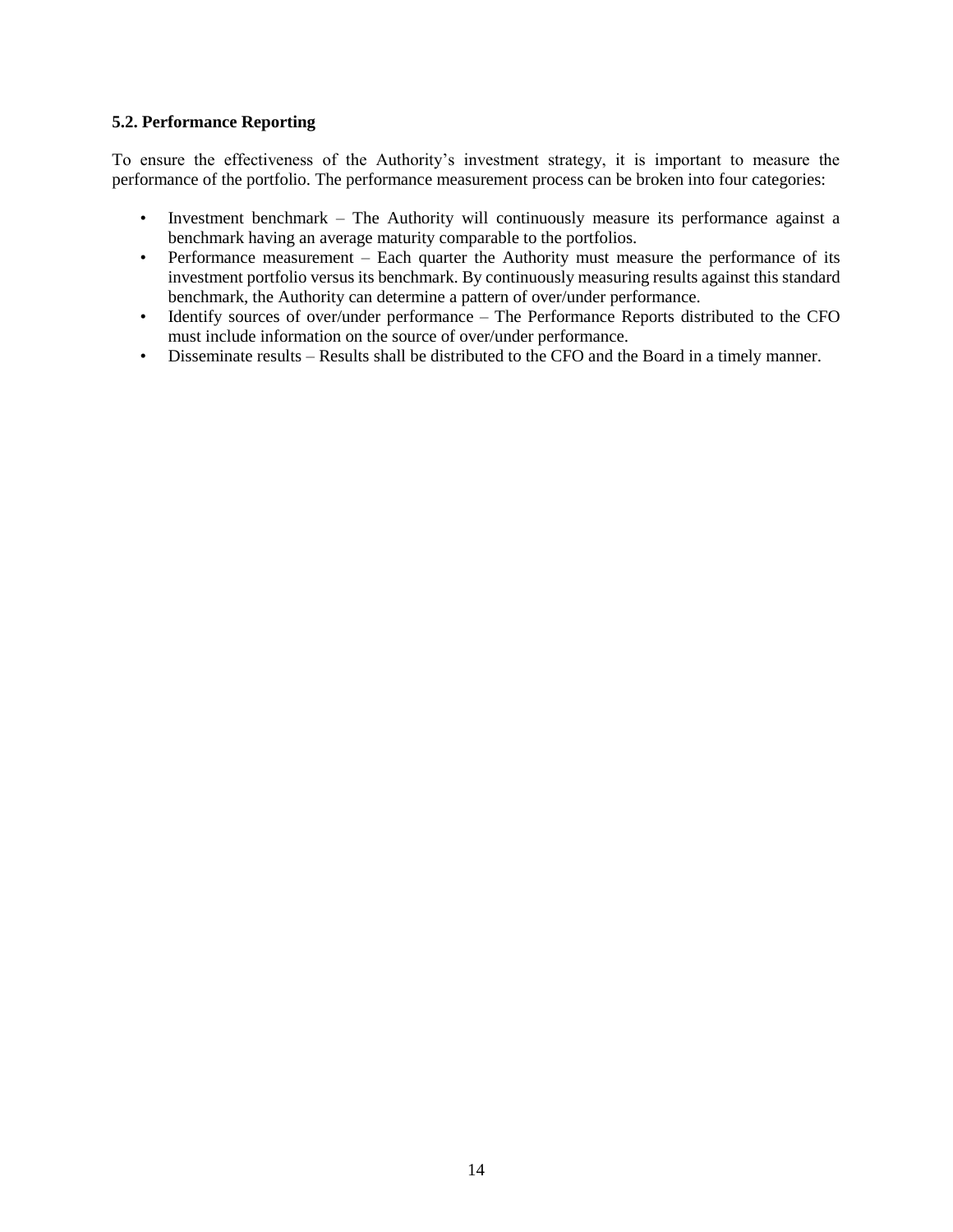### 5.2. Performance Reporting

To ensure the effectiveness of the Authority's investment strategy, it is important to measure the performance of the portfolio. The performance measurement process can be broken into four categories:

- Investment benchmark – The Authority will continuously measure its performance against a benchmark having an average maturity comparable to the portfolios.
- Performance measurement – Each quarter the Authority must measure the performance of its investment portfolio versus its benchmark. By continuously measuring results against this standard benchmark, the Authority can determine a pattern of over/under performance.
- Identify sources of over/under performance – The Performance Reports distributed to the CFO must include information on the source of over/under performance.
- Disseminate results – Results shall be distributed to the CFO and the Board in a timely manner.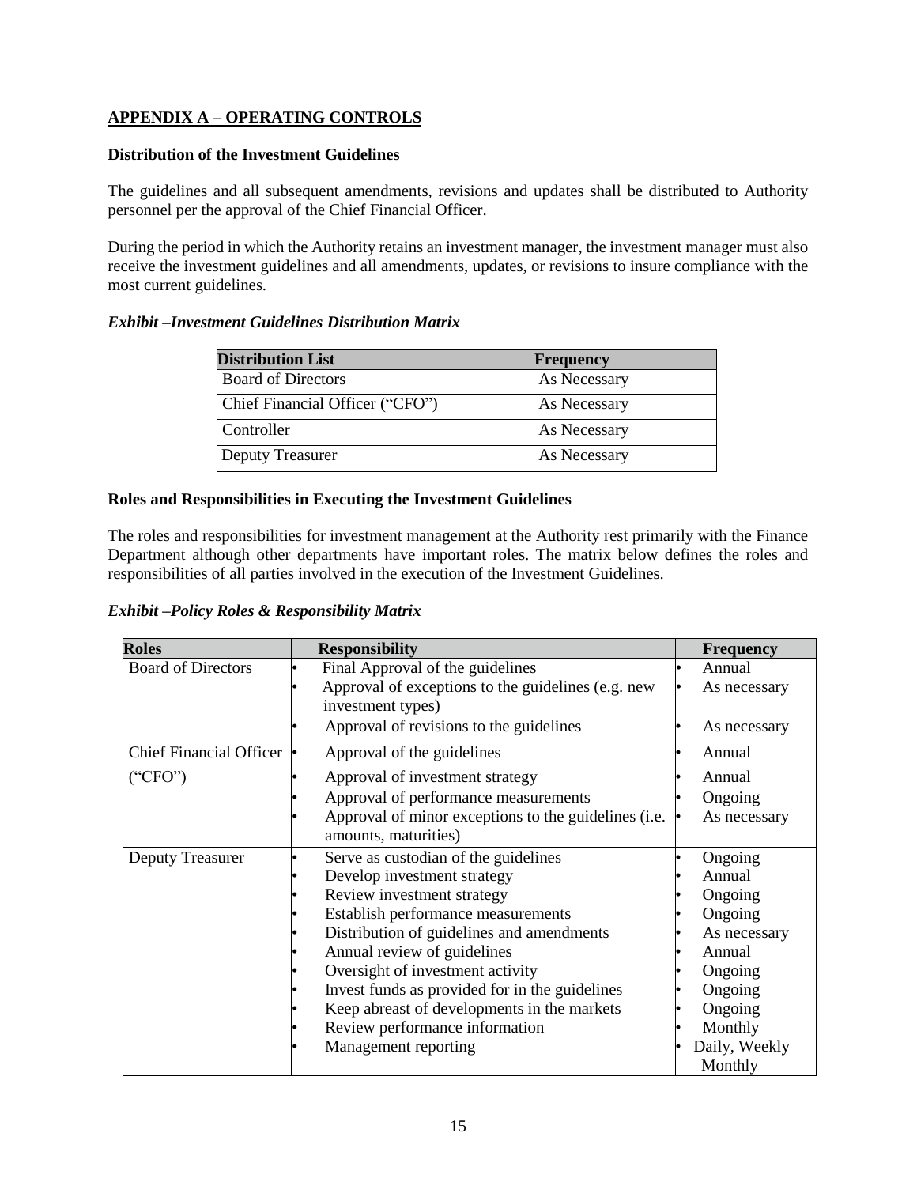## APPENDIX A – OPERATING CONTROLS

**Distribution of the Investment Guidelines**

The guidelines and all subsequent amendments, revisions and updates shall be distributed to Authority personnel per the approval of the Chief Financial Officer.

During the period in which the Authority retains an investment manager, the investment manager must also receive the investment guidelines and all amendments, updates, or revisions to insure compliance with the most current guidelines.

***Exhibit –Investment Guidelines Distribution Matrix***

| Distribution List | Frequency |
|---|---|
| Board of Directors | As Necessary |
| Chief Financial Officer ("CFO") | As Necessary |
| Controller | As Necessary |
| Deputy Treasurer | As Necessary |

**Roles and Responsibilities in Executing the Investment Guidelines**

The roles and responsibilities for investment management at the Authority rest primarily with the Finance Department although other departments have important roles. The matrix below defines the roles and responsibilities of all parties involved in the execution of the Investment Guidelines.

***Exhibit –Policy Roles & Responsibility Matrix***

| Roles | Responsibility | Frequency |
|---|---|---|
| Board of Directors | • Final Approval of the guidelines<br>• Approval of exceptions to the guidelines (e.g. new investment types)<br>• Approval of revisions to the guidelines | • Annual<br>• As necessary<br>• As necessary |
| Chief Financial Officer ("CFO") | • Approval of the guidelines<br>• Approval of investment strategy<br>• Approval of performance measurements<br>• Approval of minor exceptions to the guidelines (i.e. amounts, maturities) | • Annual<br>• Annual<br>• Ongoing<br>• As necessary |
| Deputy Treasurer | • Serve as custodian of the guidelines<br>• Develop investment strategy<br>• Review investment strategy<br>• Establish performance measurements<br>• Distribution of guidelines and amendments<br>• Annual review of guidelines<br>• Oversight of investment activity<br>• Invest funds as provided for in the guidelines<br>• Keep abreast of developments in the markets<br>• Review performance information<br>• Management reporting | • Ongoing<br>• Annual<br>• Ongoing<br>• Ongoing<br>• As necessary<br>• Annual<br>• Ongoing<br>• Ongoing<br>• Ongoing<br>• Monthly<br>• Daily, Weekly Monthly |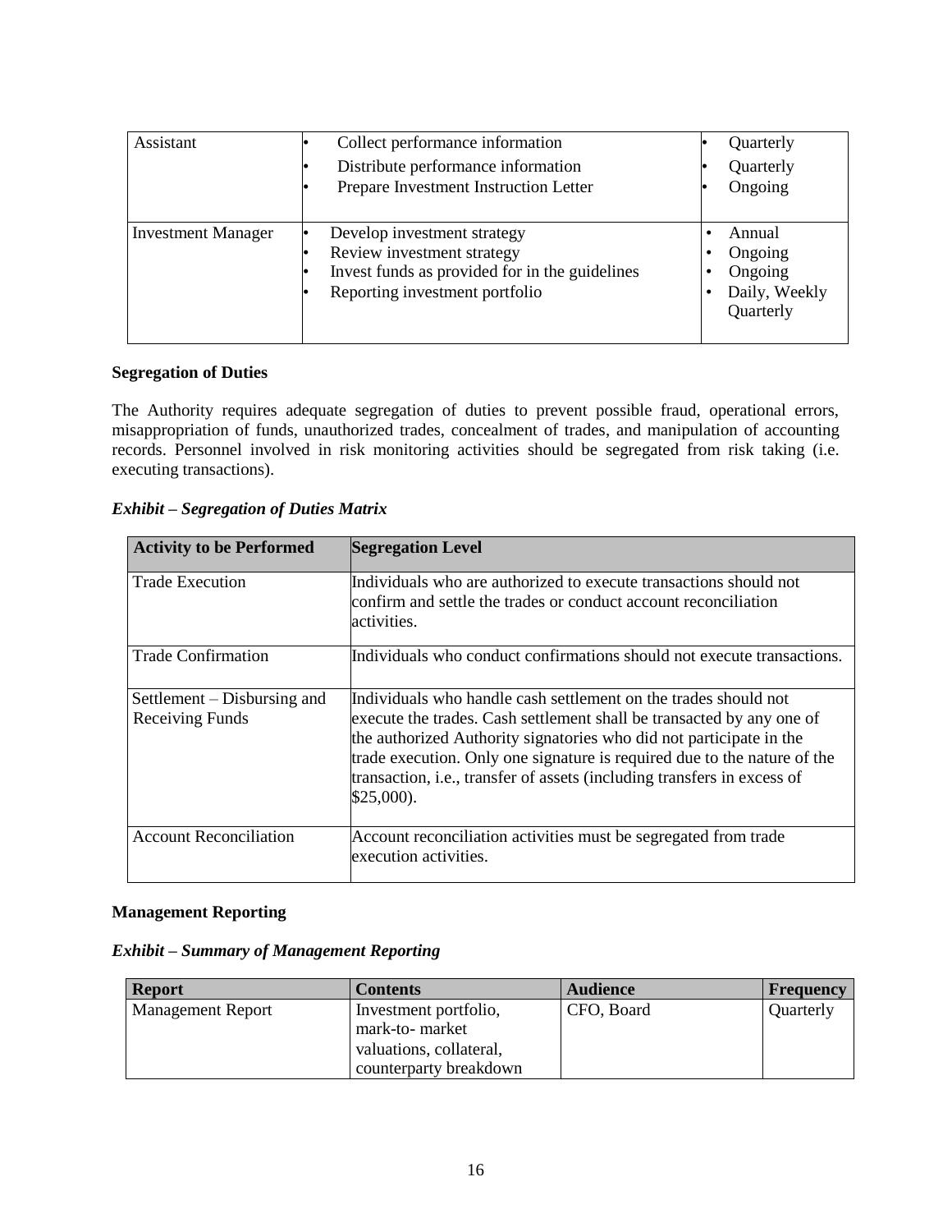| | | |
|---|---|---|
| Assistant | • Collect performance information<br>• Distribute performance information<br>• Prepare Investment Instruction Letter | • Quarterly<br>• Quarterly<br>• Ongoing |
| Investment Manager | • Develop investment strategy<br>• Review investment strategy<br>• Invest funds as provided for in the guidelines<br>• Reporting investment portfolio | • Annual<br>• Ongoing<br>• Ongoing<br>• Daily, Weekly Quarterly |

**Segregation of Duties**

The Authority requires adequate segregation of duties to prevent possible fraud, operational errors, misappropriation of funds, unauthorized trades, concealment of trades, and manipulation of accounting records. Personnel involved in risk monitoring activities should be segregated from risk taking (i.e. executing transactions).

***Exhibit – Segregation of Duties Matrix***

| Activity to be Performed | Segregation Level |
|---|---|
| Trade Execution | Individuals who are authorized to execute transactions should not confirm and settle the trades or conduct account reconciliation activities. |
| Trade Confirmation | Individuals who conduct confirmations should not execute transactions. |
| Settlement – Disbursing and Receiving Funds | Individuals who handle cash settlement on the trades should not execute the trades. Cash settlement shall be transacted by any one of the authorized Authority signatories who did not participate in the trade execution. Only one signature is required due to the nature of the transaction, i.e., transfer of assets (including transfers in excess of $25,000). |
| Account Reconciliation | Account reconciliation activities must be segregated from trade execution activities. |

**Management Reporting**

***Exhibit – Summary of Management Reporting***

| Report | Contents | Audience | Frequency |
|---|---|---|---|
| Management Report | Investment portfolio, mark-to- market valuations, collateral, counterparty breakdown | CFO, Board | Quarterly |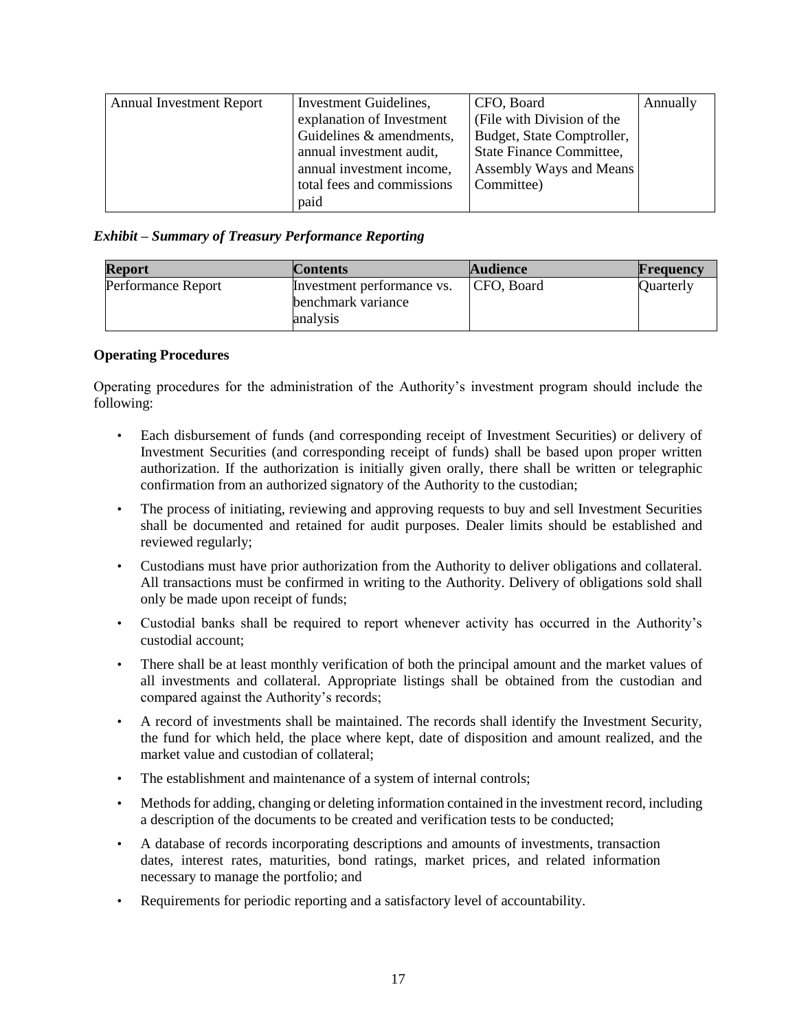| Annual Investment Report | Investment Guidelines, explanation of Investment Guidelines & amendments, annual investment audit, annual investment income, total fees and commissions paid | CFO, Board (File with Division of the Budget, State Comptroller, State Finance Committee, Assembly Ways and Means Committee) | Annually |
|---|---|---|---|

***Exhibit – Summary of Treasury Performance Reporting***

| Report | Contents | Audience | Frequency |
|---|---|---|---|
| Performance Report | Investment performance vs. benchmark variance analysis | CFO, Board | Quarterly |

**Operating Procedures**

Operating procedures for the administration of the Authority's investment program should include the following:

- Each disbursement of funds (and corresponding receipt of Investment Securities) or delivery of Investment Securities (and corresponding receipt of funds) shall be based upon proper written authorization. If the authorization is initially given orally, there shall be written or telegraphic confirmation from an authorized signatory of the Authority to the custodian;
- The process of initiating, reviewing and approving requests to buy and sell Investment Securities shall be documented and retained for audit purposes. Dealer limits should be established and reviewed regularly;
- Custodians must have prior authorization from the Authority to deliver obligations and collateral. All transactions must be confirmed in writing to the Authority. Delivery of obligations sold shall only be made upon receipt of funds;
- Custodial banks shall be required to report whenever activity has occurred in the Authority's custodial account;
- There shall be at least monthly verification of both the principal amount and the market values of all investments and collateral. Appropriate listings shall be obtained from the custodian and compared against the Authority's records;
- A record of investments shall be maintained. The records shall identify the Investment Security, the fund for which held, the place where kept, date of disposition and amount realized, and the market value and custodian of collateral;
- The establishment and maintenance of a system of internal controls;
- Methods for adding, changing or deleting information contained in the investment record, including a description of the documents to be created and verification tests to be conducted;
- A database of records incorporating descriptions and amounts of investments, transaction dates, interest rates, maturities, bond ratings, market prices, and related information necessary to manage the portfolio; and
- Requirements for periodic reporting and a satisfactory level of accountability.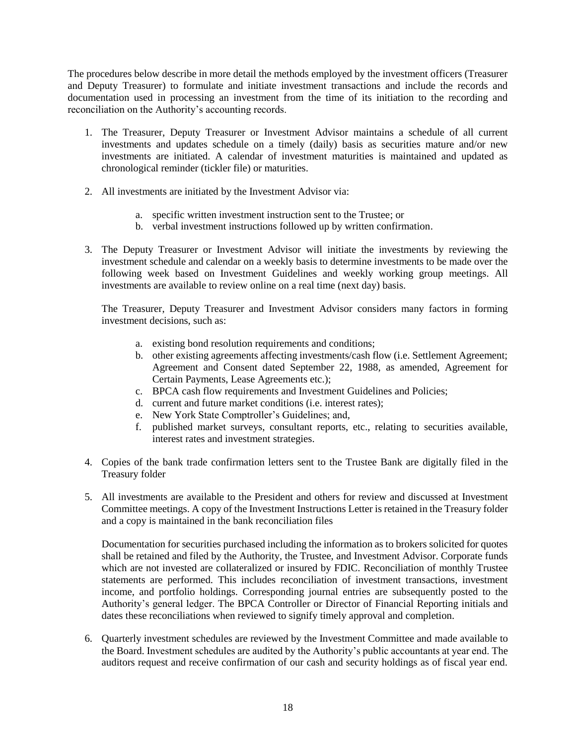The procedures below describe in more detail the methods employed by the investment officers (Treasurer and Deputy Treasurer) to formulate and initiate investment transactions and include the records and documentation used in processing an investment from the time of its initiation to the recording and reconciliation on the Authority's accounting records.

1. The Treasurer, Deputy Treasurer or Investment Advisor maintains a schedule of all current investments and updates schedule on a timely (daily) basis as securities mature and/or new investments are initiated. A calendar of investment maturities is maintained and updated as chronological reminder (tickler file) or maturities.

2. All investments are initiated by the Investment Advisor via:

    a. specific written investment instruction sent to the Trustee; or
    b. verbal investment instructions followed up by written confirmation.

3. The Deputy Treasurer or Investment Advisor will initiate the investments by reviewing the investment schedule and calendar on a weekly basis to determine investments to be made over the following week based on Investment Guidelines and weekly working group meetings. All investments are available to review online on a real time (next day) basis.

    The Treasurer, Deputy Treasurer and Investment Advisor considers many factors in forming investment decisions, such as:

    a. existing bond resolution requirements and conditions;
    b. other existing agreements affecting investments/cash flow (i.e. Settlement Agreement; Agreement and Consent dated September 22, 1988, as amended, Agreement for Certain Payments, Lease Agreements etc.);
    c. BPCA cash flow requirements and Investment Guidelines and Policies;
    d. current and future market conditions (i.e. interest rates);
    e. New York State Comptroller's Guidelines; and,
    f. published market surveys, consultant reports, etc., relating to securities available, interest rates and investment strategies.

4. Copies of the bank trade confirmation letters sent to the Trustee Bank are digitally filed in the Treasury folder

5. All investments are available to the President and others for review and discussed at Investment Committee meetings. A copy of the Investment Instructions Letter is retained in the Treasury folder and a copy is maintained in the bank reconciliation files

    Documentation for securities purchased including the information as to brokers solicited for quotes shall be retained and filed by the Authority, the Trustee, and Investment Advisor. Corporate funds which are not invested are collateralized or insured by FDIC. Reconciliation of monthly Trustee statements are performed. This includes reconciliation of investment transactions, investment income, and portfolio holdings. Corresponding journal entries are subsequently posted to the Authority's general ledger. The BPCA Controller or Director of Financial Reporting initials and dates these reconciliations when reviewed to signify timely approval and completion.

6. Quarterly investment schedules are reviewed by the Investment Committee and made available to the Board. Investment schedules are audited by the Authority's public accountants at year end. The auditors request and receive confirmation of our cash and security holdings as of fiscal year end.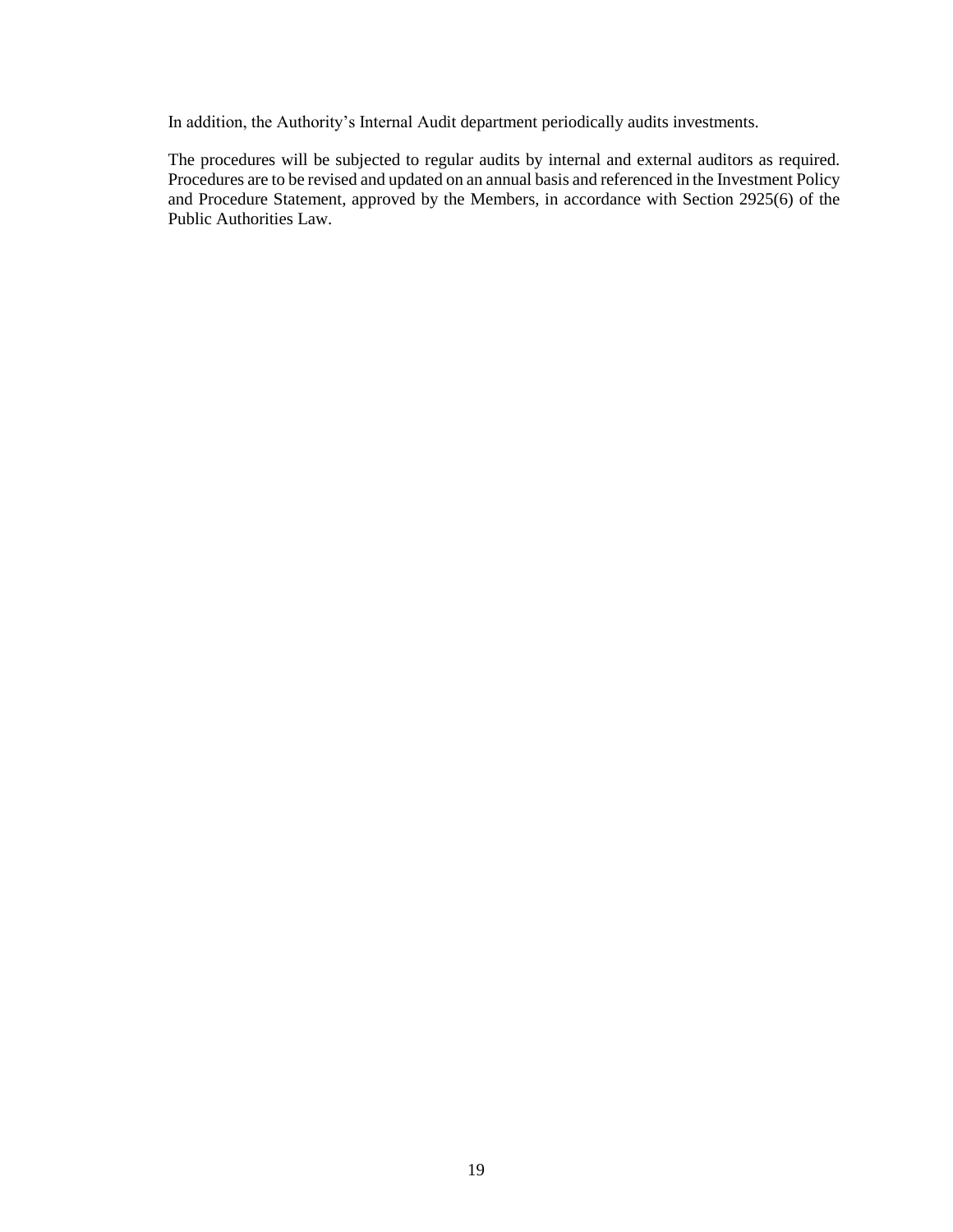In addition, the Authority's Internal Audit department periodically audits investments.

The procedures will be subjected to regular audits by internal and external auditors as required. Procedures are to be revised and updated on an annual basis and referenced in the Investment Policy and Procedure Statement, approved by the Members, in accordance with Section 2925(6) of the Public Authorities Law.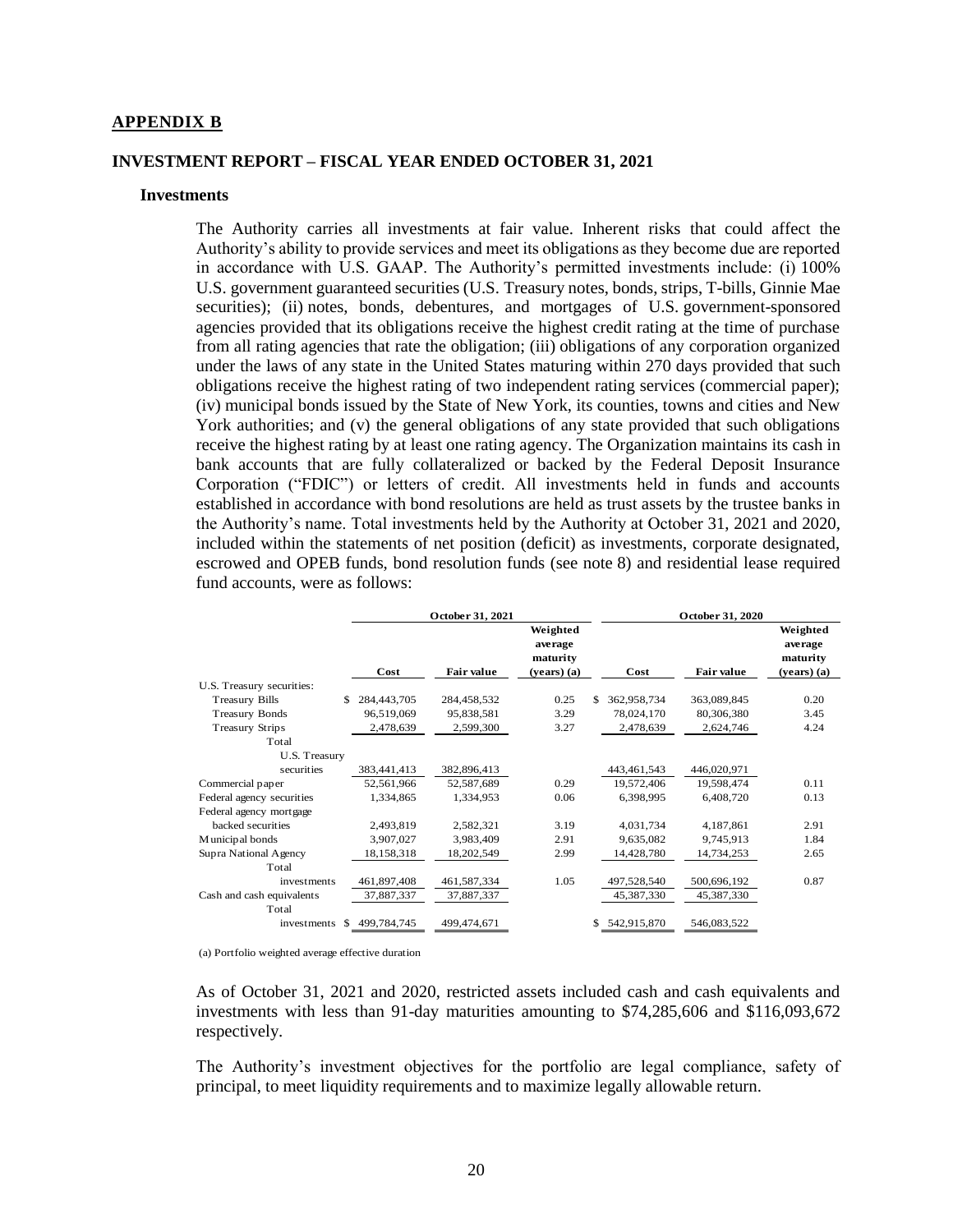## APPENDIX B

## INVESTMENT REPORT – FISCAL YEAR ENDED OCTOBER 31, 2021

### Investments

The Authority carries all investments at fair value. Inherent risks that could affect the Authority's ability to provide services and meet its obligations as they become due are reported in accordance with U.S. GAAP. The Authority's permitted investments include: (i) 100% U.S. government guaranteed securities (U.S. Treasury notes, bonds, strips, T-bills, Ginnie Mae securities); (ii) notes, bonds, debentures, and mortgages of U.S. government-sponsored agencies provided that its obligations receive the highest credit rating at the time of purchase from all rating agencies that rate the obligation; (iii) obligations of any corporation organized under the laws of any state in the United States maturing within 270 days provided that such obligations receive the highest rating of two independent rating services (commercial paper); (iv) municipal bonds issued by the State of New York, its counties, towns and cities and New York authorities; and (v) the general obligations of any state provided that such obligations receive the highest rating by at least one rating agency. The Organization maintains its cash in bank accounts that are fully collateralized or backed by the Federal Deposit Insurance Corporation ("FDIC") or letters of credit. All investments held in funds and accounts established in accordance with bond resolutions are held as trust assets by the trustee banks in the Authority's name. Total investments held by the Authority at October 31, 2021 and 2020, included within the statements of net position (deficit) as investments, corporate designated, escrowed and OPEB funds, bond resolution funds (see note 8) and residential lease required fund accounts, were as follows:

| | October 31, 2021 | | | October 31, 2020 | | |
|---|---|---|---|---|---|---|
| | Cost | Fair value | Weighted average maturity (years) (a) | Cost | Fair value | Weighted average maturity (years) (a) |
| U.S. Treasury securities: | | | | | | |
| Treasury Bills | $ 284,443,705 | 284,458,532 | 0.25 | $ 362,958,734 | 363,089,845 | 0.20 |
| Treasury Bonds | 96,519,069 | 95,838,581 | 3.29 | 78,024,170 | 80,306,380 | 3.45 |
| Treasury Strips | 2,478,639 | 2,599,300 | 3.27 | 2,478,639 | 2,624,746 | 4.24 |
| Total U.S. Treasury securities | 383,441,413 | 382,896,413 | | 443,461,543 | 446,020,971 | |
| Commercial paper | 52,561,966 | 52,587,689 | 0.29 | 19,572,406 | 19,598,474 | 0.11 |
| Federal agency securities | 1,334,865 | 1,334,953 | 0.06 | 6,398,995 | 6,408,720 | 0.13 |
| Federal agency mortgage backed securities | 2,493,819 | 2,582,321 | 3.19 | 4,031,734 | 4,187,861 | 2.91 |
| Municipal bonds | 3,907,027 | 3,983,409 | 2.91 | 9,635,082 | 9,745,913 | 1.84 |
| Supra National Agency | 18,158,318 | 18,202,549 | 2.99 | 14,428,780 | 14,734,253 | 2.65 |
| Total investments | 461,897,408 | 461,587,334 | 1.05 | 497,528,540 | 500,696,192 | 0.87 |
| Cash and cash equivalents | 37,887,337 | 37,887,337 | | 45,387,330 | 45,387,330 | |
| Total investments | $ 499,784,745 | 499,474,671 | | $ 542,915,870 | 546,083,522 | |

(a) Portfolio weighted average effective duration

As of October 31, 2021 and 2020, restricted assets included cash and cash equivalents and investments with less than 91-day maturities amounting to $74,285,606 and $116,093,672 respectively.

The Authority's investment objectives for the portfolio are legal compliance, safety of principal, to meet liquidity requirements and to maximize legally allowable return.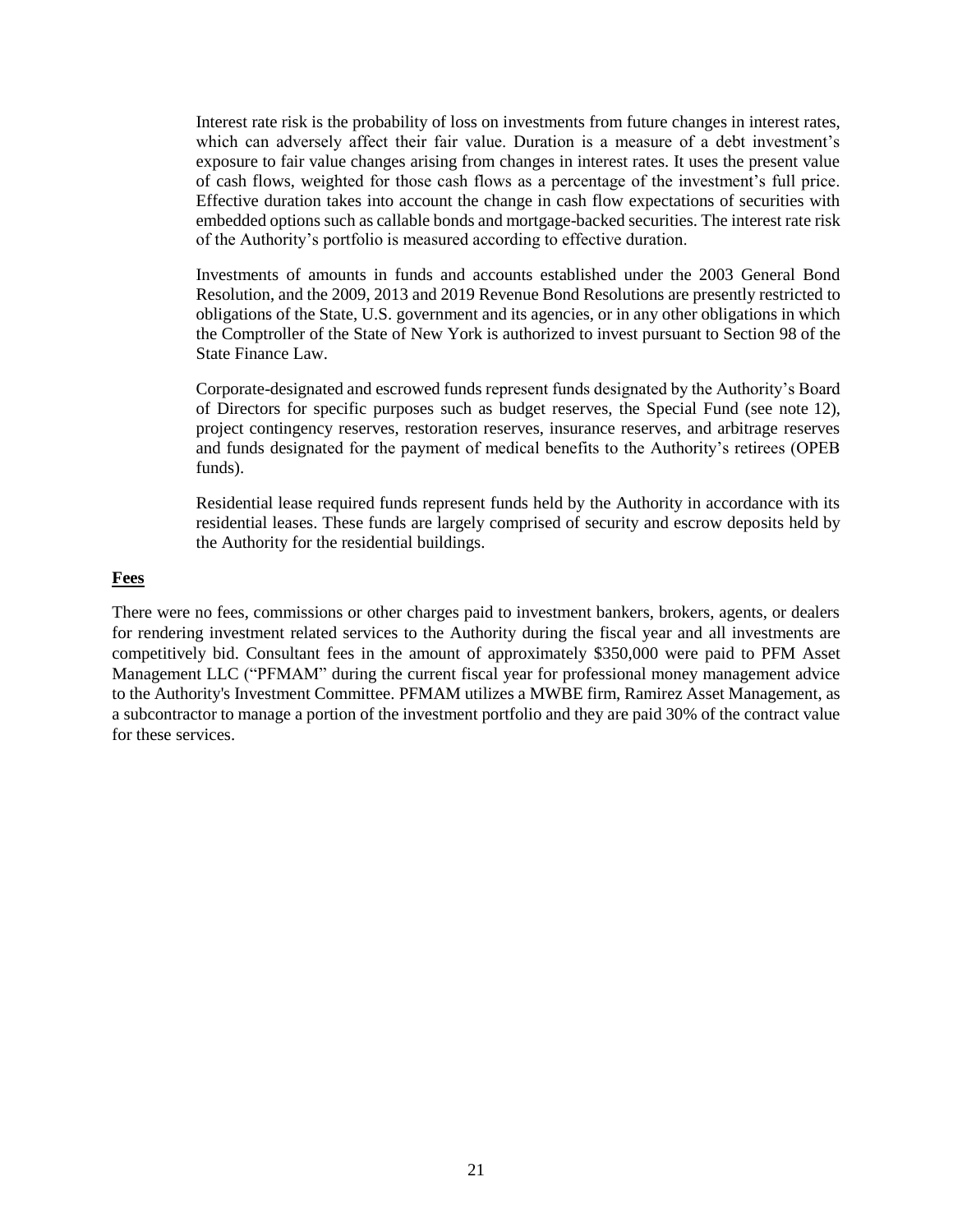Interest rate risk is the probability of loss on investments from future changes in interest rates, which can adversely affect their fair value. Duration is a measure of a debt investment's exposure to fair value changes arising from changes in interest rates. It uses the present value of cash flows, weighted for those cash flows as a percentage of the investment's full price. Effective duration takes into account the change in cash flow expectations of securities with embedded options such as callable bonds and mortgage-backed securities. The interest rate risk of the Authority's portfolio is measured according to effective duration.

Investments of amounts in funds and accounts established under the 2003 General Bond Resolution, and the 2009, 2013 and 2019 Revenue Bond Resolutions are presently restricted to obligations of the State, U.S. government and its agencies, or in any other obligations in which the Comptroller of the State of New York is authorized to invest pursuant to Section 98 of the State Finance Law.

Corporate-designated and escrowed funds represent funds designated by the Authority's Board of Directors for specific purposes such as budget reserves, the Special Fund (see note 12), project contingency reserves, restoration reserves, insurance reserves, and arbitrage reserves and funds designated for the payment of medical benefits to the Authority's retirees (OPEB funds).

Residential lease required funds represent funds held by the Authority in accordance with its residential leases. These funds are largely comprised of security and escrow deposits held by the Authority for the residential buildings.

**Fees**

There were no fees, commissions or other charges paid to investment bankers, brokers, agents, or dealers for rendering investment related services to the Authority during the fiscal year and all investments are competitively bid. Consultant fees in the amount of approximately $350,000 were paid to PFM Asset Management LLC ("PFMAM" during the current fiscal year for professional money management advice to the Authority's Investment Committee. PFMAM utilizes a MWBE firm, Ramirez Asset Management, as a subcontractor to manage a portion of the investment portfolio and they are paid 30% of the contract value for these services.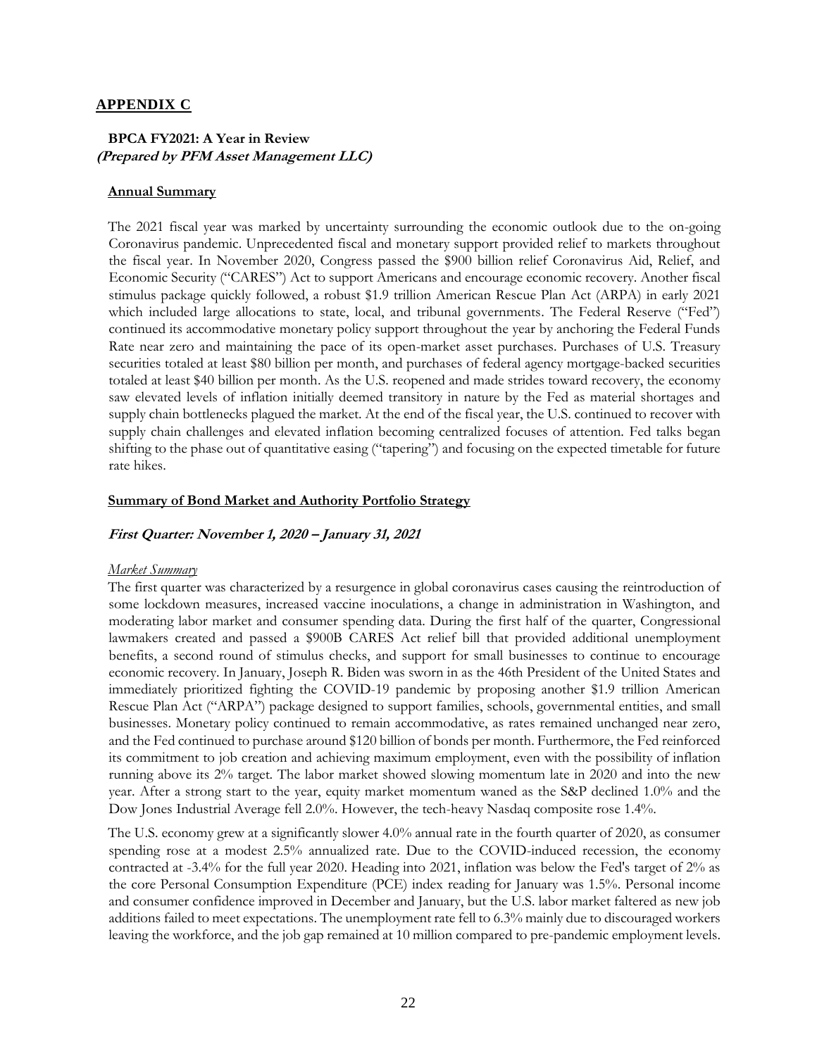## APPENDIX C

### BPCA FY2021: A Year in Review
***(Prepared by PFM Asset Management LLC)***

**Annual Summary**

The 2021 fiscal year was marked by uncertainty surrounding the economic outlook due to the on-going Coronavirus pandemic. Unprecedented fiscal and monetary support provided relief to markets throughout the fiscal year. In November 2020, Congress passed the $900 billion relief Coronavirus Aid, Relief, and Economic Security ("CARES") Act to support Americans and encourage economic recovery. Another fiscal stimulus package quickly followed, a robust $1.9 trillion American Rescue Plan Act (ARPA) in early 2021 which included large allocations to state, local, and tribunal governments. The Federal Reserve ("Fed") continued its accommodative monetary policy support throughout the year by anchoring the Federal Funds Rate near zero and maintaining the pace of its open-market asset purchases. Purchases of U.S. Treasury securities totaled at least $80 billion per month, and purchases of federal agency mortgage-backed securities totaled at least $40 billion per month. As the U.S. reopened and made strides toward recovery, the economy saw elevated levels of inflation initially deemed transitory in nature by the Fed as material shortages and supply chain bottlenecks plagued the market. At the end of the fiscal year, the U.S. continued to recover with supply chain challenges and elevated inflation becoming centralized focuses of attention. Fed talks began shifting to the phase out of quantitative easing ("tapering") and focusing on the expected timetable for future rate hikes.

**Summary of Bond Market and Authority Portfolio Strategy**

***First Quarter: November 1, 2020 – January 31, 2021***

*Market Summary*

The first quarter was characterized by a resurgence in global coronavirus cases causing the reintroduction of some lockdown measures, increased vaccine inoculations, a change in administration in Washington, and moderating labor market and consumer spending data. During the first half of the quarter, Congressional lawmakers created and passed a $900B CARES Act relief bill that provided additional unemployment benefits, a second round of stimulus checks, and support for small businesses to continue to encourage economic recovery. In January, Joseph R. Biden was sworn in as the 46th President of the United States and immediately prioritized fighting the COVID-19 pandemic by proposing another $1.9 trillion American Rescue Plan Act ("ARPA") package designed to support families, schools, governmental entities, and small businesses. Monetary policy continued to remain accommodative, as rates remained unchanged near zero, and the Fed continued to purchase around $120 billion of bonds per month. Furthermore, the Fed reinforced its commitment to job creation and achieving maximum employment, even with the possibility of inflation running above its 2% target. The labor market showed slowing momentum late in 2020 and into the new year. After a strong start to the year, equity market momentum waned as the S&P declined 1.0% and the Dow Jones Industrial Average fell 2.0%. However, the tech-heavy Nasdaq composite rose 1.4%.

The U.S. economy grew at a significantly slower 4.0% annual rate in the fourth quarter of 2020, as consumer spending rose at a modest 2.5% annualized rate. Due to the COVID-induced recession, the economy contracted at -3.4% for the full year 2020. Heading into 2021, inflation was below the Fed's target of 2% as the core Personal Consumption Expenditure (PCE) index reading for January was 1.5%. Personal income and consumer confidence improved in December and January, but the U.S. labor market faltered as new job additions failed to meet expectations. The unemployment rate fell to 6.3% mainly due to discouraged workers leaving the workforce, and the job gap remained at 10 million compared to pre-pandemic employment levels.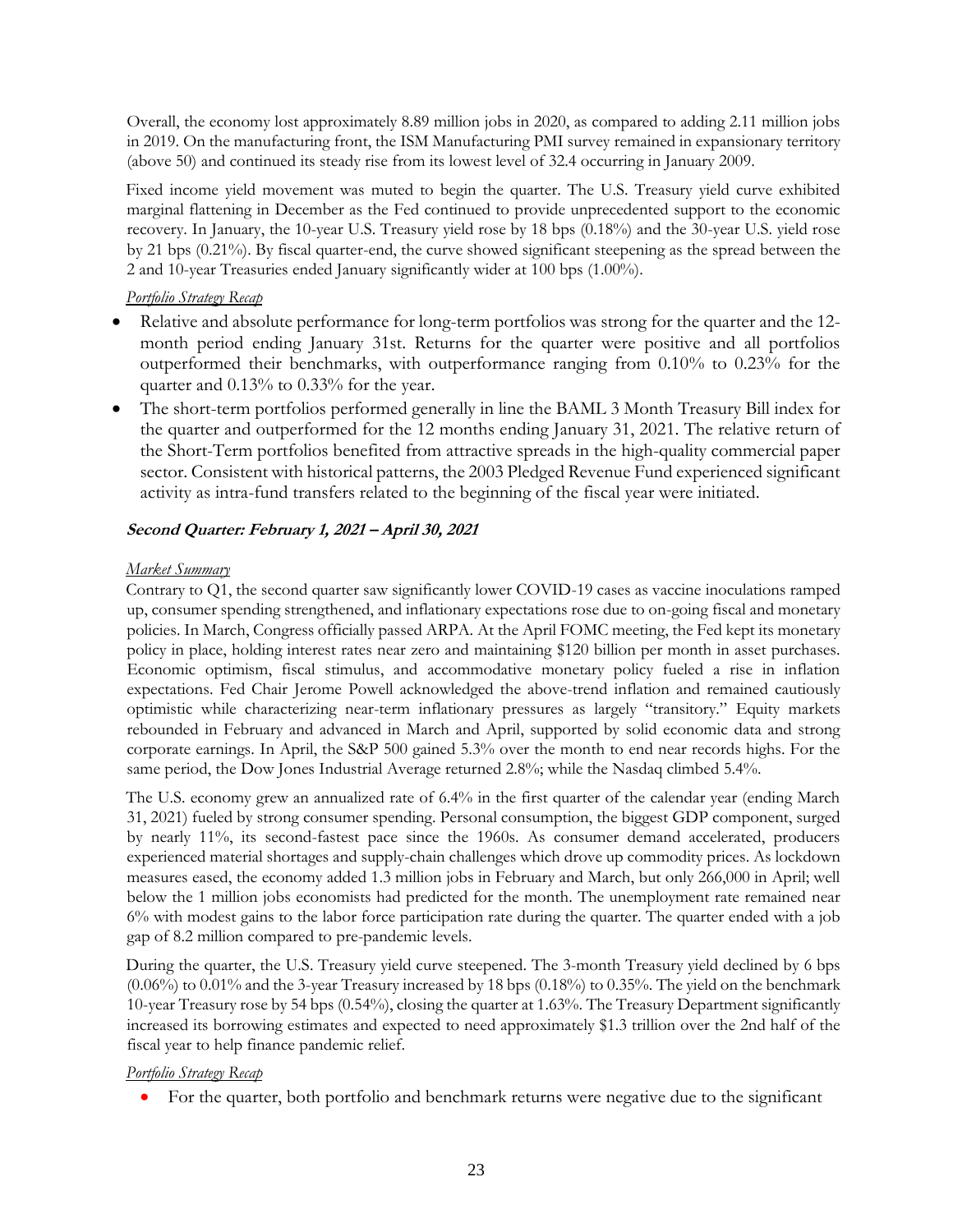Overall, the economy lost approximately 8.89 million jobs in 2020, as compared to adding 2.11 million jobs in 2019. On the manufacturing front, the ISM Manufacturing PMI survey remained in expansionary territory (above 50) and continued its steady rise from its lowest level of 32.4 occurring in January 2009.

Fixed income yield movement was muted to begin the quarter. The U.S. Treasury yield curve exhibited marginal flattening in December as the Fed continued to provide unprecedented support to the economic recovery. In January, the 10-year U.S. Treasury yield rose by 18 bps (0.18%) and the 30-year U.S. yield rose by 21 bps (0.21%). By fiscal quarter-end, the curve showed significant steepening as the spread between the 2 and 10-year Treasuries ended January significantly wider at 100 bps (1.00%).

*Portfolio Strategy Recap*

- Relative and absolute performance for long-term portfolios was strong for the quarter and the 12-month period ending January 31st. Returns for the quarter were positive and all portfolios outperformed their benchmarks, with outperformance ranging from 0.10% to 0.23% for the quarter and 0.13% to 0.33% for the year.
- The short-term portfolios performed generally in line the BAML 3 Month Treasury Bill index for the quarter and outperformed for the 12 months ending January 31, 2021. The relative return of the Short-Term portfolios benefited from attractive spreads in the high-quality commercial paper sector. Consistent with historical patterns, the 2003 Pledged Revenue Fund experienced significant activity as intra-fund transfers related to the beginning of the fiscal year were initiated.

***Second Quarter: February 1, 2021 – April 30, 2021***

*Market Summary*

Contrary to Q1, the second quarter saw significantly lower COVID-19 cases as vaccine inoculations ramped up, consumer spending strengthened, and inflationary expectations rose due to on-going fiscal and monetary policies. In March, Congress officially passed ARPA. At the April FOMC meeting, the Fed kept its monetary policy in place, holding interest rates near zero and maintaining $120 billion per month in asset purchases. Economic optimism, fiscal stimulus, and accommodative monetary policy fueled a rise in inflation expectations. Fed Chair Jerome Powell acknowledged the above-trend inflation and remained cautiously optimistic while characterizing near-term inflationary pressures as largely "transitory." Equity markets rebounded in February and advanced in March and April, supported by solid economic data and strong corporate earnings. In April, the S&P 500 gained 5.3% over the month to end near records highs. For the same period, the Dow Jones Industrial Average returned 2.8%; while the Nasdaq climbed 5.4%.

The U.S. economy grew an annualized rate of 6.4% in the first quarter of the calendar year (ending March 31, 2021) fueled by strong consumer spending. Personal consumption, the biggest GDP component, surged by nearly 11%, its second-fastest pace since the 1960s. As consumer demand accelerated, producers experienced material shortages and supply-chain challenges which drove up commodity prices. As lockdown measures eased, the economy added 1.3 million jobs in February and March, but only 266,000 in April; well below the 1 million jobs economists had predicted for the month. The unemployment rate remained near 6% with modest gains to the labor force participation rate during the quarter. The quarter ended with a job gap of 8.2 million compared to pre-pandemic levels.

During the quarter, the U.S. Treasury yield curve steepened. The 3-month Treasury yield declined by 6 bps (0.06%) to 0.01% and the 3-year Treasury increased by 18 bps (0.18%) to 0.35%. The yield on the benchmark 10-year Treasury rose by 54 bps (0.54%), closing the quarter at 1.63%. The Treasury Department significantly increased its borrowing estimates and expected to need approximately $1.3 trillion over the 2nd half of the fiscal year to help finance pandemic relief.

*Portfolio Strategy Recap*

- For the quarter, both portfolio and benchmark returns were negative due to the significant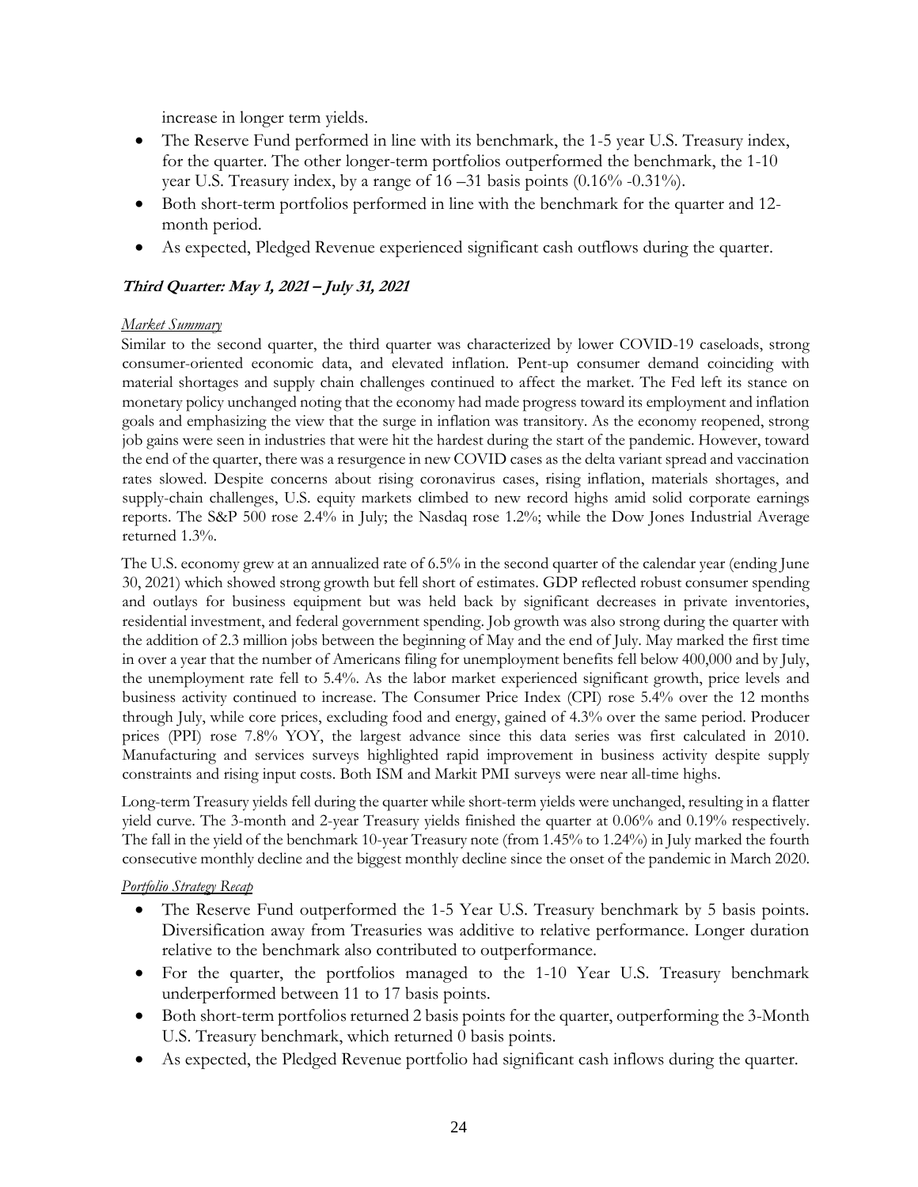increase in longer term yields.

- The Reserve Fund performed in line with its benchmark, the 1-5 year U.S. Treasury index, for the quarter. The other longer-term portfolios outperformed the benchmark, the 1-10 year U.S. Treasury index, by a range of 16 –31 basis points (0.16% -0.31%).
- Both short-term portfolios performed in line with the benchmark for the quarter and 12-month period.
- As expected, Pledged Revenue experienced significant cash outflows during the quarter.

### ***Third Quarter: May 1, 2021 – July 31, 2021***

*Market Summary*

Similar to the second quarter, the third quarter was characterized by lower COVID-19 caseloads, strong consumer-oriented economic data, and elevated inflation. Pent-up consumer demand coinciding with material shortages and supply chain challenges continued to affect the market. The Fed left its stance on monetary policy unchanged noting that the economy had made progress toward its employment and inflation goals and emphasizing the view that the surge in inflation was transitory. As the economy reopened, strong job gains were seen in industries that were hit the hardest during the start of the pandemic. However, toward the end of the quarter, there was a resurgence in new COVID cases as the delta variant spread and vaccination rates slowed. Despite concerns about rising coronavirus cases, rising inflation, materials shortages, and supply-chain challenges, U.S. equity markets climbed to new record highs amid solid corporate earnings reports. The S&P 500 rose 2.4% in July; the Nasdaq rose 1.2%; while the Dow Jones Industrial Average returned 1.3%.

The U.S. economy grew at an annualized rate of 6.5% in the second quarter of the calendar year (ending June 30, 2021) which showed strong growth but fell short of estimates. GDP reflected robust consumer spending and outlays for business equipment but was held back by significant decreases in private inventories, residential investment, and federal government spending. Job growth was also strong during the quarter with the addition of 2.3 million jobs between the beginning of May and the end of July. May marked the first time in over a year that the number of Americans filing for unemployment benefits fell below 400,000 and by July, the unemployment rate fell to 5.4%. As the labor market experienced significant growth, price levels and business activity continued to increase. The Consumer Price Index (CPI) rose 5.4% over the 12 months through July, while core prices, excluding food and energy, gained of 4.3% over the same period. Producer prices (PPI) rose 7.8% YOY, the largest advance since this data series was first calculated in 2010. Manufacturing and services surveys highlighted rapid improvement in business activity despite supply constraints and rising input costs. Both ISM and Markit PMI surveys were near all-time highs.

Long-term Treasury yields fell during the quarter while short-term yields were unchanged, resulting in a flatter yield curve. The 3-month and 2-year Treasury yields finished the quarter at 0.06% and 0.19% respectively. The fall in the yield of the benchmark 10-year Treasury note (from 1.45% to 1.24%) in July marked the fourth consecutive monthly decline and the biggest monthly decline since the onset of the pandemic in March 2020.

*Portfolio Strategy Recap*

- The Reserve Fund outperformed the 1-5 Year U.S. Treasury benchmark by 5 basis points. Diversification away from Treasuries was additive to relative performance. Longer duration relative to the benchmark also contributed to outperformance.
- For the quarter, the portfolios managed to the 1-10 Year U.S. Treasury benchmark underperformed between 11 to 17 basis points.
- Both short-term portfolios returned 2 basis points for the quarter, outperforming the 3-Month U.S. Treasury benchmark, which returned 0 basis points.
- As expected, the Pledged Revenue portfolio had significant cash inflows during the quarter.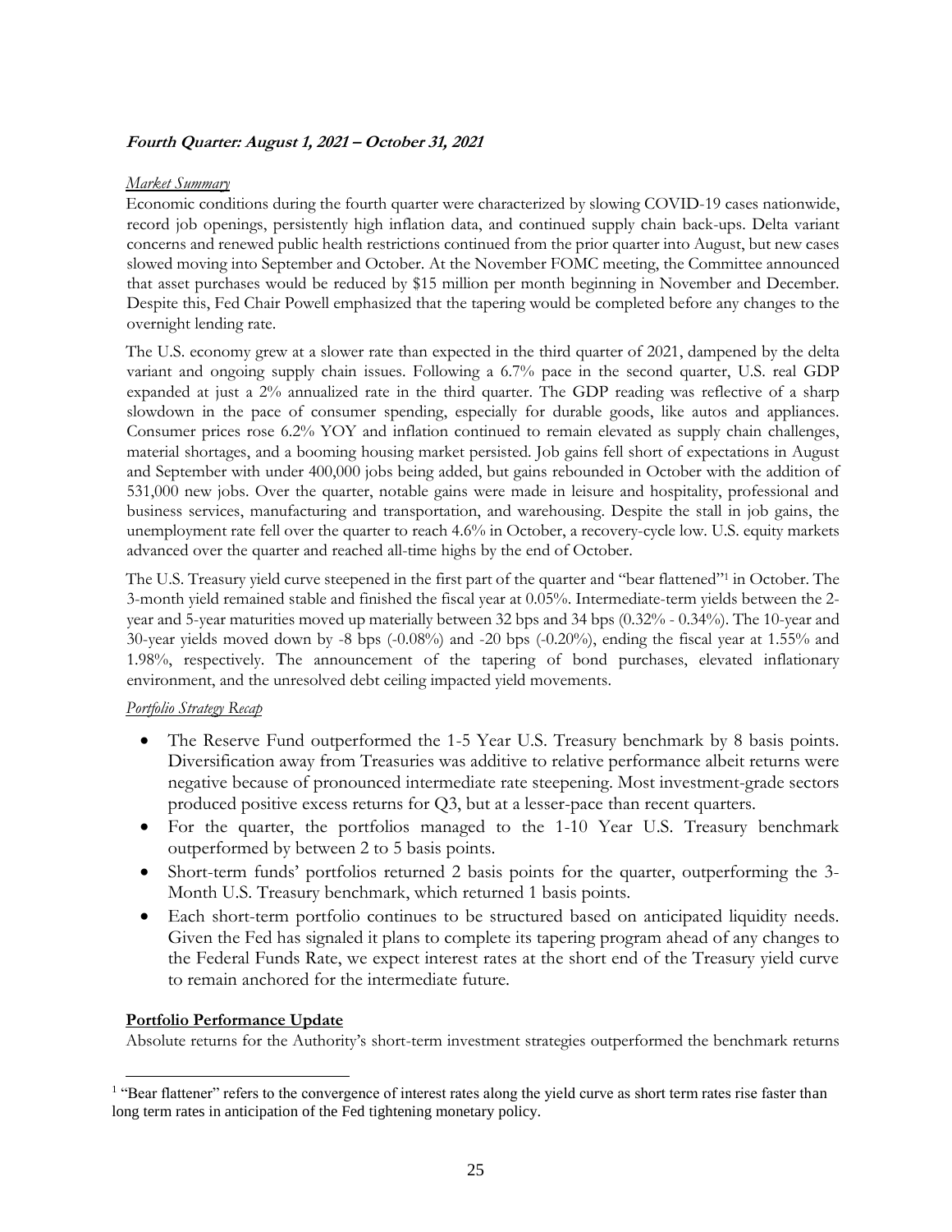***Fourth Quarter: August 1, 2021 – October 31, 2021***

*Market Summary*

Economic conditions during the fourth quarter were characterized by slowing COVID-19 cases nationwide, record job openings, persistently high inflation data, and continued supply chain back-ups. Delta variant concerns and renewed public health restrictions continued from the prior quarter into August, but new cases slowed moving into September and October. At the November FOMC meeting, the Committee announced that asset purchases would be reduced by $15 million per month beginning in November and December. Despite this, Fed Chair Powell emphasized that the tapering would be completed before any changes to the overnight lending rate.

The U.S. economy grew at a slower rate than expected in the third quarter of 2021, dampened by the delta variant and ongoing supply chain issues. Following a 6.7% pace in the second quarter, U.S. real GDP expanded at just a 2% annualized rate in the third quarter. The GDP reading was reflective of a sharp slowdown in the pace of consumer spending, especially for durable goods, like autos and appliances. Consumer prices rose 6.2% YOY and inflation continued to remain elevated as supply chain challenges, material shortages, and a booming housing market persisted. Job gains fell short of expectations in August and September with under 400,000 jobs being added, but gains rebounded in October with the addition of 531,000 new jobs. Over the quarter, notable gains were made in leisure and hospitality, professional and business services, manufacturing and transportation, and warehousing. Despite the stall in job gains, the unemployment rate fell over the quarter to reach 4.6% in October, a recovery-cycle low. U.S. equity markets advanced over the quarter and reached all-time highs by the end of October.

The U.S. Treasury yield curve steepened in the first part of the quarter and "bear flattened"[1] in October. The 3-month yield remained stable and finished the fiscal year at 0.05%. Intermediate-term yields between the 2-year and 5-year maturities moved up materially between 32 bps and 34 bps (0.32% - 0.34%). The 10-year and 30-year yields moved down by -8 bps (-0.08%) and -20 bps (-0.20%), ending the fiscal year at 1.55% and 1.98%, respectively. The announcement of the tapering of bond purchases, elevated inflationary environment, and the unresolved debt ceiling impacted yield movements.

*Portfolio Strategy Recap*

- The Reserve Fund outperformed the 1-5 Year U.S. Treasury benchmark by 8 basis points. Diversification away from Treasuries was additive to relative performance albeit returns were negative because of pronounced intermediate rate steepening. Most investment-grade sectors produced positive excess returns for Q3, but at a lesser-pace than recent quarters.
- For the quarter, the portfolios managed to the 1-10 Year U.S. Treasury benchmark outperformed by between 2 to 5 basis points.
- Short-term funds' portfolios returned 2 basis points for the quarter, outperforming the 3-Month U.S. Treasury benchmark, which returned 1 basis points.
- Each short-term portfolio continues to be structured based on anticipated liquidity needs. Given the Fed has signaled it plans to complete its tapering program ahead of any changes to the Federal Funds Rate, we expect interest rates at the short end of the Treasury yield curve to remain anchored for the intermediate future.

**Portfolio Performance Update**

Absolute returns for the Authority's short-term investment strategies outperformed the benchmark returns

[1] "Bear flattener" refers to the convergence of interest rates along the yield curve as short term rates rise faster than long term rates in anticipation of the Fed tightening monetary policy.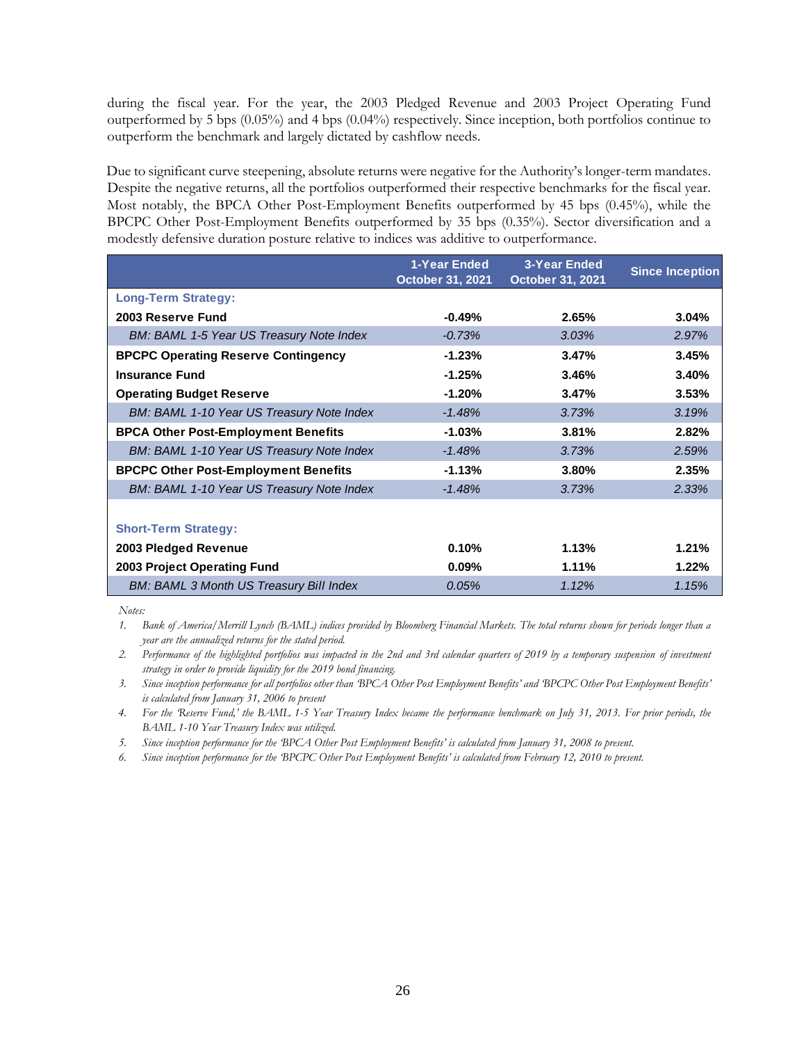during the fiscal year. For the year, the 2003 Pledged Revenue and 2003 Project Operating Fund outperformed by 5 bps (0.05%) and 4 bps (0.04%) respectively. Since inception, both portfolios continue to outperform the benchmark and largely dictated by cashflow needs.

Due to significant curve steepening, absolute returns were negative for the Authority's longer-term mandates. Despite the negative returns, all the portfolios outperformed their respective benchmarks for the fiscal year. Most notably, the BPCA Other Post-Employment Benefits outperformed by 45 bps (0.45%), while the BPCPC Other Post-Employment Benefits outperformed by 35 bps (0.35%). Sector diversification and a modestly defensive duration posture relative to indices was additive to outperformance.

| | 1-Year Ended October 31, 2021 | 3-Year Ended October 31, 2021 | Since Inception |
|---|---|---|---|
| **Long-Term Strategy:** | | | |
| **2003 Reserve Fund** | **-0.49%** | **2.65%** | **3.04%** |
| *BM: BAML 1-5 Year US Treasury Note Index* | *-0.73%* | *3.03%* | *2.97%* |
| **BPCPC Operating Reserve Contingency** | **-1.23%** | **3.47%** | **3.45%** |
| **Insurance Fund** | **-1.25%** | **3.46%** | **3.40%** |
| **Operating Budget Reserve** | **-1.20%** | **3.47%** | **3.53%** |
| *BM: BAML 1-10 Year US Treasury Note Index* | *-1.48%* | *3.73%* | *3.19%* |
| **BPCA Other Post-Employment Benefits** | **-1.03%** | **3.81%** | **2.82%** |
| *BM: BAML 1-10 Year US Treasury Note Index* | *-1.48%* | *3.73%* | *2.59%* |
| **BPCPC Other Post-Employment Benefits** | **-1.13%** | **3.80%** | **2.35%** |
| *BM: BAML 1-10 Year US Treasury Note Index* | *-1.48%* | *3.73%* | *2.33%* |
| | | | |
| **Short-Term Strategy:** | | | |
| **2003 Pledged Revenue** | **0.10%** | **1.13%** | **1.21%** |
| **2003 Project Operating Fund** | **0.09%** | **1.11%** | **1.22%** |
| *BM: BAML 3 Month US Treasury Bill Index* | *0.05%* | *1.12%* | *1.15%* |

*Notes:*

1. *Bank of America/Merrill Lynch (BAML) indices provided by Bloomberg Financial Markets. The total returns shown for periods longer than a year are the annualized returns for the stated period.*
2. *Performance of the highlighted portfolios was impacted in the 2nd and 3rd calendar quarters of 2019 by a temporary suspension of investment strategy in order to provide liquidity for the 2019 bond financing.*
3. *Since inception performance for all portfolios other than 'BPCA Other Post Employment Benefits' and 'BPCPC Other Post Employment Benefits' is calculated from January 31, 2006 to present*
4. *For the 'Reserve Fund,' the BAML 1-5 Year Treasury Index became the performance benchmark on July 31, 2013. For prior periods, the BAML 1-10 Year Treasury Index was utilized.*
5. *Since inception performance for the 'BPCA Other Post Employment Benefits' is calculated from January 31, 2008 to present.*
6. *Since inception performance for the 'BPCPC Other Post Employment Benefits' is calculated from February 12, 2010 to present.*